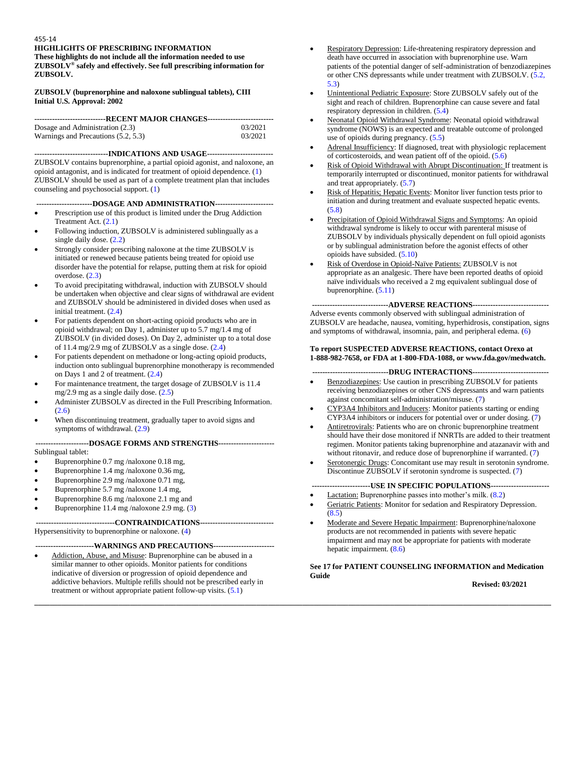455-14

**HIGHLIGHTS OF PRESCRIBING INFORMATION**
**These highlights do not include all the information needed to use ZUBSOLV® safely and effectively. See full prescribing information for ZUBSOLV.**

**ZUBSOLV (buprenorphine and naloxone sublingual tablets), CIII**
**Initial U.S. Approval: 2002**

**RECENT MAJOR CHANGES**

| | |
|---|---|
| Dosage and Administration (2.3) | 03/2021 |
| Warnings and Precautions (5.2, 5.3) | 03/2021 |

**INDICATIONS AND USAGE**

ZUBSOLV contains buprenorphine, a partial opioid agonist, and naloxone, an opioid antagonist, and is indicated for treatment of opioid dependence. (1) ZUBSOLV should be used as part of a complete treatment plan that includes counseling and psychosocial support. (1)

**DOSAGE AND ADMINISTRATION**

- Prescription use of this product is limited under the Drug Addiction Treatment Act. (2.1)
- Following induction, ZUBSOLV is administered sublingually as a single daily dose. (2.2)
- Strongly consider prescribing naloxone at the time ZUBSOLV is initiated or renewed because patients being treated for opioid use disorder have the potential for relapse, putting them at risk for opioid overdose. (2.3)
- To avoid precipitating withdrawal, induction with ZUBSOLV should be undertaken when objective and clear signs of withdrawal are evident and ZUBSOLV should be administered in divided doses when used as initial treatment. (2.4)
- For patients dependent on short-acting opioid products who are in opioid withdrawal; on Day 1, administer up to 5.7 mg/1.4 mg of ZUBSOLV (in divided doses). On Day 2, administer up to a total dose of 11.4 mg/2.9 mg of ZUBSOLV as a single dose. (2.4)
- For patients dependent on methadone or long-acting opioid products, induction onto sublingual buprenorphine monotherapy is recommended on Days 1 and 2 of treatment. (2.4)
- For maintenance treatment, the target dosage of ZUBSOLV is 11.4 mg/2.9 mg as a single daily dose. (2.5)
- Administer ZUBSOLV as directed in the Full Prescribing Information. (2.6)
- When discontinuing treatment, gradually taper to avoid signs and symptoms of withdrawal. (2.9)

**DOSAGE FORMS AND STRENGTHS**

Sublingual tablet:

- Buprenorphine 0.7 mg /naloxone 0.18 mg,
- Buprenorphine 1.4 mg /naloxone 0.36 mg,
- Buprenorphine 2.9 mg /naloxone 0.71 mg,
- Buprenorphine 5.7 mg /naloxone 1.4 mg,
- Buprenorphine 8.6 mg /naloxone 2.1 mg and
- Buprenorphine 11.4 mg /naloxone 2.9 mg. (3)

**CONTRAINDICATIONS**

Hypersensitivity to buprenorphine or naloxone. (4)

**WARNINGS AND PRECAUTIONS**

- Addiction, Abuse, and Misuse: Buprenorphine can be abused in a similar manner to other opioids. Monitor patients for conditions indicative of diversion or progression of opioid dependence and addictive behaviors. Multiple refills should not be prescribed early in treatment or without appropriate patient follow-up visits. (5.1)
- Respiratory Depression: Life-threatening respiratory depression and death have occurred in association with buprenorphine use. Warn patients of the potential danger of self-administration of benzodiazepines or other CNS depressants while under treatment with ZUBSOLV. (5.2, 5.3)
- Unintentional Pediatric Exposure: Store ZUBSOLV safely out of the sight and reach of children. Buprenorphine can cause severe and fatal respiratory depression in children. (5.4)
- Neonatal Opioid Withdrawal Syndrome: Neonatal opioid withdrawal syndrome (NOWS) is an expected and treatable outcome of prolonged use of opioids during pregnancy. (5.5)
- Adrenal Insufficiency: If diagnosed, treat with physiologic replacement of corticosteroids, and wean patient off of the opioid. (5.6)
- Risk of Opioid Withdrawal with Abrupt Discontinuation: If treatment is temporarily interrupted or discontinued, monitor patients for withdrawal and treat appropriately. (5.7)
- Risk of Hepatitis; Hepatic Events: Monitor liver function tests prior to initiation and during treatment and evaluate suspected hepatic events. (5.8)
- Precipitation of Opioid Withdrawal Signs and Symptoms: An opioid withdrawal syndrome is likely to occur with parenteral misuse of ZUBSOLV by individuals physically dependent on full opioid agonists or by sublingual administration before the agonist effects of other opioids have subsided. (5.10)
- Risk of Overdose in Opioid-Naïve Patients: ZUBSOLV is not appropriate as an analgesic. There have been reported deaths of opioid naïve individuals who received a 2 mg equivalent sublingual dose of buprenorphine. (5.11)

**ADVERSE REACTIONS**

Adverse events commonly observed with sublingual administration of ZUBSOLV are headache, nausea, vomiting, hyperhidrosis, constipation, signs and symptoms of withdrawal, insomnia, pain, and peripheral edema. (6)

**To report SUSPECTED ADVERSE REACTIONS, contact Orexo at 1-888-982-7658, or FDA at 1-800-FDA-1088, or www.fda.gov/medwatch.**

**DRUG INTERACTIONS**

- Benzodiazepines: Use caution in prescribing ZUBSOLV for patients receiving benzodiazepines or other CNS depressants and warn patients against concomitant self-administration/misuse. (7)
- CYP3A4 Inhibitors and Inducers: Monitor patients starting or ending CYP3A4 inhibitors or inducers for potential over or under dosing. (7)
- Antiretrovirals: Patients who are on chronic buprenorphine treatment should have their dose monitored if NNRTIs are added to their treatment regimen. Monitor patients taking buprenorphine and atazanavir with and without ritonavir, and reduce dose of buprenorphine if warranted. (7)
- Serotonergic Drugs: Concomitant use may result in serotonin syndrome. Discontinue ZUBSOLV if serotonin syndrome is suspected. (7)

**USE IN SPECIFIC POPULATIONS**

- Lactation: Buprenorphine passes into mother's milk. (8.2)
- Geriatric Patients: Monitor for sedation and Respiratory Depression. (8.5)
- Moderate and Severe Hepatic Impairment: Buprenorphine/naloxone products are not recommended in patients with severe hepatic impairment and may not be appropriate for patients with moderate hepatic impairment. (8.6)

**See 17 for PATIENT COUNSELING INFORMATION and Medication Guide**

**Revised: 03/2021**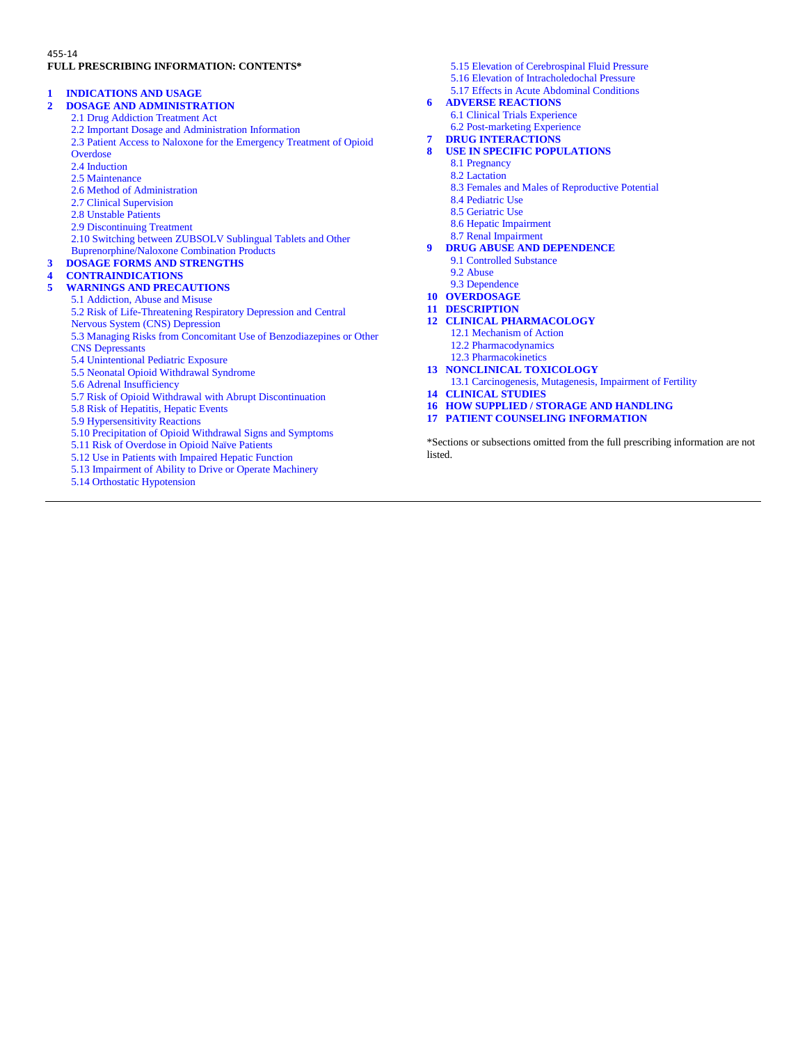455-14

**FULL PRESCRIBING INFORMATION: CONTENTS***

**1 INDICATIONS AND USAGE**

**2 DOSAGE AND ADMINISTRATION**
- 2.1 Drug Addiction Treatment Act
- 2.2 Important Dosage and Administration Information
- 2.3 Patient Access to Naloxone for the Emergency Treatment of Opioid Overdose
- 2.4 Induction
- 2.5 Maintenance
- 2.6 Method of Administration
- 2.7 Clinical Supervision
- 2.8 Unstable Patients
- 2.9 Discontinuing Treatment
- 2.10 Switching between ZUBSOLV Sublingual Tablets and Other Buprenorphine/Naloxone Combination Products

**3 DOSAGE FORMS AND STRENGTHS**

**4 CONTRAINDICATIONS**

**5 WARNINGS AND PRECAUTIONS**
- 5.1 Addiction, Abuse and Misuse
- 5.2 Risk of Life-Threatening Respiratory Depression and Central Nervous System (CNS) Depression
- 5.3 Managing Risks from Concomitant Use of Benzodiazepines or Other CNS Depressants
- 5.4 Unintentional Pediatric Exposure
- 5.5 Neonatal Opioid Withdrawal Syndrome
- 5.6 Adrenal Insufficiency
- 5.7 Risk of Opioid Withdrawal with Abrupt Discontinuation
- 5.8 Risk of Hepatitis, Hepatic Events
- 5.9 Hypersensitivity Reactions
- 5.10 Precipitation of Opioid Withdrawal Signs and Symptoms
- 5.11 Risk of Overdose in Opioid Naïve Patients
- 5.12 Use in Patients with Impaired Hepatic Function
- 5.13 Impairment of Ability to Drive or Operate Machinery
- 5.14 Orthostatic Hypotension
- 5.15 Elevation of Cerebrospinal Fluid Pressure
- 5.16 Elevation of Intracholedochal Pressure
- 5.17 Effects in Acute Abdominal Conditions

**6 ADVERSE REACTIONS**
- 6.1 Clinical Trials Experience
- 6.2 Post-marketing Experience

**7 DRUG INTERACTIONS**

**8 USE IN SPECIFIC POPULATIONS**
- 8.1 Pregnancy
- 8.2 Lactation
- 8.3 Females and Males of Reproductive Potential
- 8.4 Pediatric Use
- 8.5 Geriatric Use
- 8.6 Hepatic Impairment
- 8.7 Renal Impairment

**9 DRUG ABUSE AND DEPENDENCE**
- 9.1 Controlled Substance
- 9.2 Abuse
- 9.3 Dependence

**10 OVERDOSAGE**

**11 DESCRIPTION**

**12 CLINICAL PHARMACOLOGY**
- 12.1 Mechanism of Action
- 12.2 Pharmacodynamics
- 12.3 Pharmacokinetics

**13 NONCLINICAL TOXICOLOGY**
- 13.1 Carcinogenesis, Mutagenesis, Impairment of Fertility

**14 CLINICAL STUDIES**

**16 HOW SUPPLIED / STORAGE AND HANDLING**

**17 PATIENT COUNSELING INFORMATION**

*Sections or subsections omitted from the full prescribing information are not listed.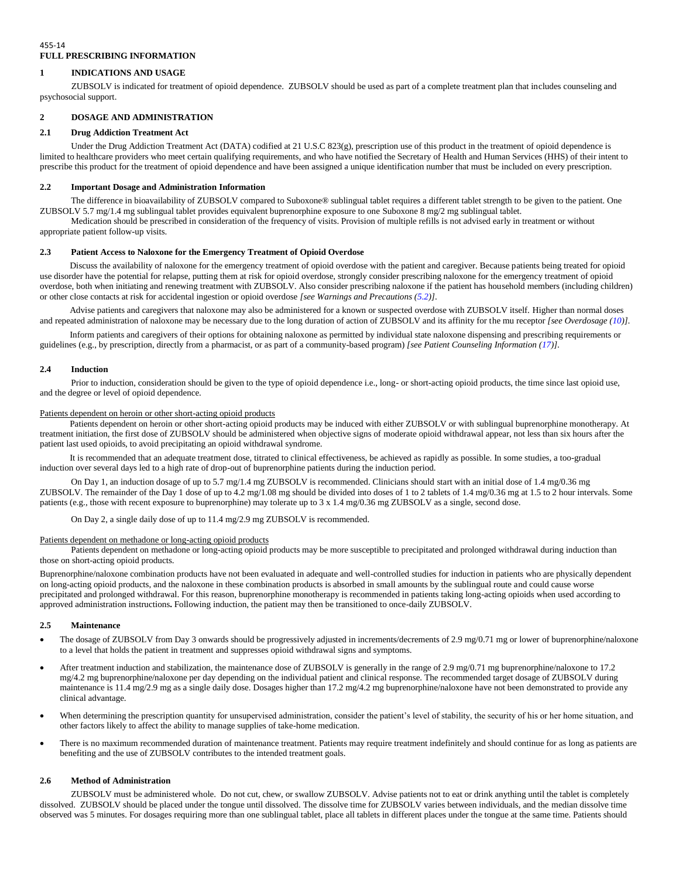455-14

# FULL PRESCRIBING INFORMATION

## 1 INDICATIONS AND USAGE

ZUBSOLV is indicated for treatment of opioid dependence. ZUBSOLV should be used as part of a complete treatment plan that includes counseling and psychosocial support.

## 2 DOSAGE AND ADMINISTRATION

### 2.1 Drug Addiction Treatment Act

Under the Drug Addiction Treatment Act (DATA) codified at 21 U.S.C 823(g), prescription use of this product in the treatment of opioid dependence is limited to healthcare providers who meet certain qualifying requirements, and who have notified the Secretary of Health and Human Services (HHS) of their intent to prescribe this product for the treatment of opioid dependence and have been assigned a unique identification number that must be included on every prescription.

### 2.2 Important Dosage and Administration Information

The difference in bioavailability of ZUBSOLV compared to Suboxone® sublingual tablet requires a different tablet strength to be given to the patient. One ZUBSOLV 5.7 mg/1.4 mg sublingual tablet provides equivalent buprenorphine exposure to one Suboxone 8 mg/2 mg sublingual tablet.

Medication should be prescribed in consideration of the frequency of visits. Provision of multiple refills is not advised early in treatment or without appropriate patient follow-up visits.

### 2.3 Patient Access to Naloxone for the Emergency Treatment of Opioid Overdose

Discuss the availability of naloxone for the emergency treatment of opioid overdose with the patient and caregiver. Because patients being treated for opioid use disorder have the potential for relapse, putting them at risk for opioid overdose, strongly consider prescribing naloxone for the emergency treatment of opioid overdose, both when initiating and renewing treatment with ZUBSOLV. Also consider prescribing naloxone if the patient has household members (including children) or other close contacts at risk for accidental ingestion or opioid overdose *[see Warnings and Precautions (5.2)]*.

Advise patients and caregivers that naloxone may also be administered for a known or suspected overdose with ZUBSOLV itself. Higher than normal doses and repeated administration of naloxone may be necessary due to the long duration of action of ZUBSOLV and its affinity for the mu receptor *[see Overdosage (10)]*.

Inform patients and caregivers of their options for obtaining naloxone as permitted by individual state naloxone dispensing and prescribing requirements or guidelines (e.g., by prescription, directly from a pharmacist, or as part of a community-based program) *[see Patient Counseling Information (17)]*.

### 2.4 Induction

Prior to induction, consideration should be given to the type of opioid dependence i.e., long- or short-acting opioid products, the time since last opioid use, and the degree or level of opioid dependence.

Patients dependent on heroin or other short-acting opioid products

Patients dependent on heroin or other short-acting opioid products may be induced with either ZUBSOLV or with sublingual buprenorphine monotherapy. At treatment initiation, the first dose of ZUBSOLV should be administered when objective signs of moderate opioid withdrawal appear, not less than six hours after the patient last used opioids, to avoid precipitating an opioid withdrawal syndrome.

It is recommended that an adequate treatment dose, titrated to clinical effectiveness, be achieved as rapidly as possible. In some studies, a too-gradual induction over several days led to a high rate of drop-out of buprenorphine patients during the induction period.

On Day 1, an induction dosage of up to 5.7 mg/1.4 mg ZUBSOLV is recommended. Clinicians should start with an initial dose of 1.4 mg/0.36 mg ZUBSOLV. The remainder of the Day 1 dose of up to 4.2 mg/1.08 mg should be divided into doses of 1 to 2 tablets of 1.4 mg/0.36 mg at 1.5 to 2 hour intervals. Some patients (e.g., those with recent exposure to buprenorphine) may tolerate up to 3 x 1.4 mg/0.36 mg ZUBSOLV as a single, second dose.

On Day 2, a single daily dose of up to 11.4 mg/2.9 mg ZUBSOLV is recommended.

Patients dependent on methadone or long-acting opioid products

Patients dependent on methadone or long-acting opioid products may be more susceptible to precipitated and prolonged withdrawal during induction than those on short-acting opioid products.

Buprenorphine/naloxone combination products have not been evaluated in adequate and well-controlled studies for induction in patients who are physically dependent on long-acting opioid products, and the naloxone in these combination products is absorbed in small amounts by the sublingual route and could cause worse precipitated and prolonged withdrawal. For this reason, buprenorphine monotherapy is recommended in patients taking long-acting opioids when used according to approved administration instructions**.** Following induction, the patient may then be transitioned to once-daily ZUBSOLV.

### 2.5 Maintenance

- The dosage of ZUBSOLV from Day 3 onwards should be progressively adjusted in increments/decrements of 2.9 mg/0.71 mg or lower of buprenorphine/naloxone to a level that holds the patient in treatment and suppresses opioid withdrawal signs and symptoms.
- After treatment induction and stabilization, the maintenance dose of ZUBSOLV is generally in the range of 2.9 mg/0.71 mg buprenorphine/naloxone to 17.2 mg/4.2 mg buprenorphine/naloxone per day depending on the individual patient and clinical response. The recommended target dosage of ZUBSOLV during maintenance is 11.4 mg/2.9 mg as a single daily dose. Dosages higher than 17.2 mg/4.2 mg buprenorphine/naloxone have not been demonstrated to provide any clinical advantage.
- When determining the prescription quantity for unsupervised administration, consider the patient's level of stability, the security of his or her home situation, and other factors likely to affect the ability to manage supplies of take-home medication.
- There is no maximum recommended duration of maintenance treatment. Patients may require treatment indefinitely and should continue for as long as patients are benefiting and the use of ZUBSOLV contributes to the intended treatment goals.

### 2.6 Method of Administration

ZUBSOLV must be administered whole. Do not cut, chew, or swallow ZUBSOLV. Advise patients not to eat or drink anything until the tablet is completely dissolved. ZUBSOLV should be placed under the tongue until dissolved. The dissolve time for ZUBSOLV varies between individuals, and the median dissolve time observed was 5 minutes. For dosages requiring more than one sublingual tablet, place all tablets in different places under the tongue at the same time. Patients should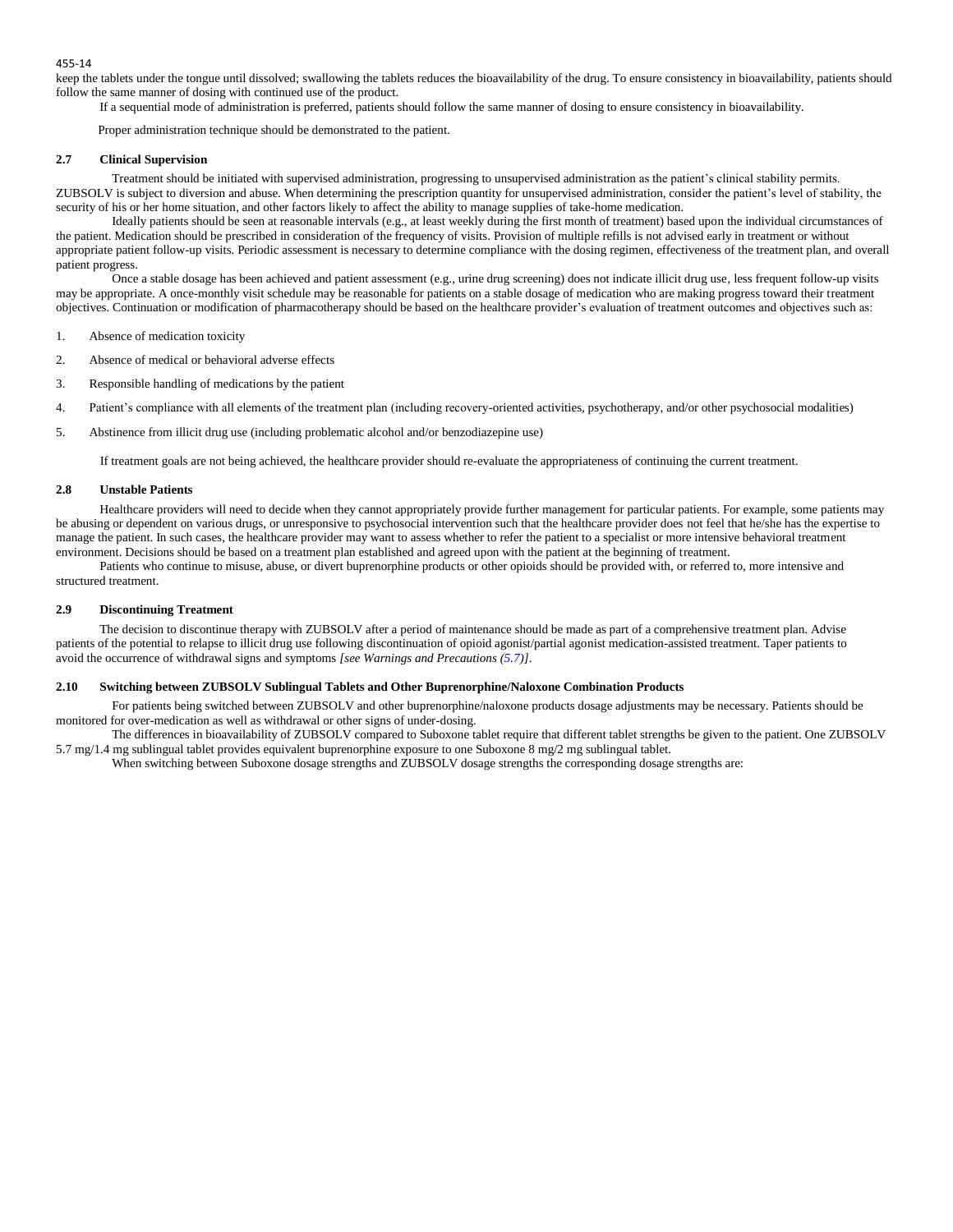keep the tablets under the tongue until dissolved; swallowing the tablets reduces the bioavailability of the drug. To ensure consistency in bioavailability, patients should follow the same manner of dosing with continued use of the product.

If a sequential mode of administration is preferred, patients should follow the same manner of dosing to ensure consistency in bioavailability.

Proper administration technique should be demonstrated to the patient.

### 2.7 Clinical Supervision

Treatment should be initiated with supervised administration, progressing to unsupervised administration as the patient's clinical stability permits. ZUBSOLV is subject to diversion and abuse. When determining the prescription quantity for unsupervised administration, consider the patient's level of stability, the security of his or her home situation, and other factors likely to affect the ability to manage supplies of take-home medication.

Ideally patients should be seen at reasonable intervals (e.g., at least weekly during the first month of treatment) based upon the individual circumstances of the patient. Medication should be prescribed in consideration of the frequency of visits. Provision of multiple refills is not advised early in treatment or without appropriate patient follow-up visits. Periodic assessment is necessary to determine compliance with the dosing regimen, effectiveness of the treatment plan, and overall patient progress.

Once a stable dosage has been achieved and patient assessment (e.g., urine drug screening) does not indicate illicit drug use, less frequent follow-up visits may be appropriate. A once-monthly visit schedule may be reasonable for patients on a stable dosage of medication who are making progress toward their treatment objectives. Continuation or modification of pharmacotherapy should be based on the healthcare provider's evaluation of treatment outcomes and objectives such as:

1. Absence of medication toxicity
2. Absence of medical or behavioral adverse effects
3. Responsible handling of medications by the patient
4. Patient's compliance with all elements of the treatment plan (including recovery-oriented activities, psychotherapy, and/or other psychosocial modalities)
5. Abstinence from illicit drug use (including problematic alcohol and/or benzodiazepine use)

If treatment goals are not being achieved, the healthcare provider should re-evaluate the appropriateness of continuing the current treatment.

### 2.8 Unstable Patients

Healthcare providers will need to decide when they cannot appropriately provide further management for particular patients. For example, some patients may be abusing or dependent on various drugs, or unresponsive to psychosocial intervention such that the healthcare provider does not feel that he/she has the expertise to manage the patient. In such cases, the healthcare provider may want to assess whether to refer the patient to a specialist or more intensive behavioral treatment environment. Decisions should be based on a treatment plan established and agreed upon with the patient at the beginning of treatment.

Patients who continue to misuse, abuse, or divert buprenorphine products or other opioids should be provided with, or referred to, more intensive and structured treatment.

### 2.9 Discontinuing Treatment

The decision to discontinue therapy with ZUBSOLV after a period of maintenance should be made as part of a comprehensive treatment plan. Advise patients of the potential to relapse to illicit drug use following discontinuation of opioid agonist/partial agonist medication-assisted treatment. Taper patients to avoid the occurrence of withdrawal signs and symptoms *[see Warnings and Precautions (5.7)]*.

### 2.10 Switching between ZUBSOLV Sublingual Tablets and Other Buprenorphine/Naloxone Combination Products

For patients being switched between ZUBSOLV and other buprenorphine/naloxone products dosage adjustments may be necessary. Patients should be monitored for over-medication as well as withdrawal or other signs of under-dosing.

The differences in bioavailability of ZUBSOLV compared to Suboxone tablet require that different tablet strengths be given to the patient. One ZUBSOLV 5.7 mg/1.4 mg sublingual tablet provides equivalent buprenorphine exposure to one Suboxone 8 mg/2 mg sublingual tablet.

When switching between Suboxone dosage strengths and ZUBSOLV dosage strengths the corresponding dosage strengths are: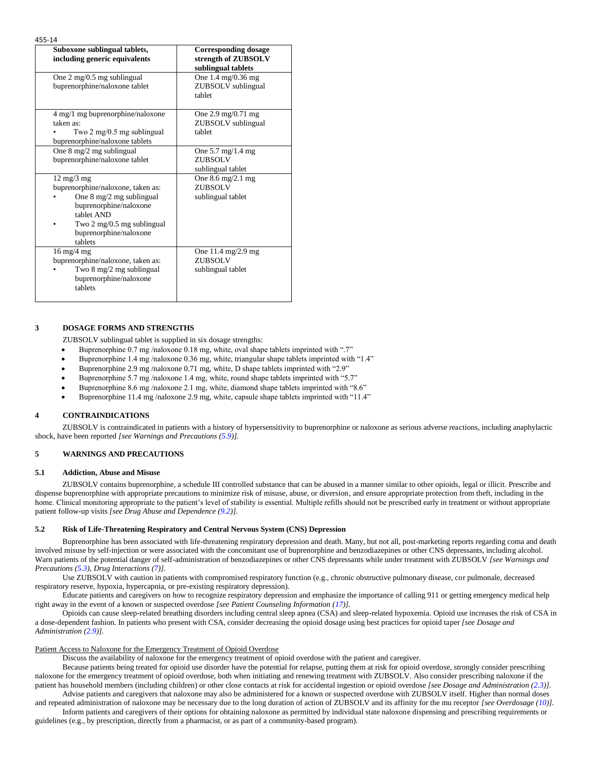455-14

| Suboxone sublingual tablets, including generic equivalents | Corresponding dosage strength of ZUBSOLV sublingual tablets |
|---|---|
| One 2 mg/0.5 mg sublingual buprenorphine/naloxone tablet | One 1.4 mg/0.36 mg ZUBSOLV sublingual tablet |
| 4 mg/1 mg buprenorphine/naloxone taken as: • Two 2 mg/0.5 mg sublingual buprenorphine/naloxone tablets | One 2.9 mg/0.71 mg ZUBSOLV sublingual tablet |
| One 8 mg/2 mg sublingual buprenorphine/naloxone tablet | One 5.7 mg/1.4 mg ZUBSOLV sublingual tablet |
| 12 mg/3 mg buprenorphine/naloxone, taken as: • One 8 mg/2 mg sublingual buprenorphine/naloxone tablet AND • Two 2 mg/0.5 mg sublingual buprenorphine/naloxone tablets | One 8.6 mg/2.1 mg ZUBSOLV sublingual tablet |
| 16 mg/4 mg buprenorphine/naloxone, taken as: • Two 8 mg/2 mg sublingual buprenorphine/naloxone tablets | One 11.4 mg/2.9 mg ZUBSOLV sublingual tablet |

## 3 DOSAGE FORMS AND STRENGTHS

ZUBSOLV sublingual tablet is supplied in six dosage strengths:

- Buprenorphine 0.7 mg /naloxone 0.18 mg, white, oval shape tablets imprinted with ".7"
- Buprenorphine 1.4 mg /naloxone 0.36 mg, white, triangular shape tablets imprinted with "1.4"
- Buprenorphine 2.9 mg /naloxone 0.71 mg, white, D shape tablets imprinted with "2.9"
- Buprenorphine 5.7 mg /naloxone 1.4 mg, white, round shape tablets imprinted with "5.7"
- Buprenorphine 8.6 mg /naloxone 2.1 mg, white, diamond shape tablets imprinted with "8.6"
- Buprenorphine 11.4 mg /naloxone 2.9 mg, white, capsule shape tablets imprinted with "11.4"

## 4 CONTRAINDICATIONS

ZUBSOLV is contraindicated in patients with a history of hypersensitivity to buprenorphine or naloxone as serious adverse reactions, including anaphylactic shock, have been reported *[see Warnings and Precautions (5.9)]*.

## 5 WARNINGS AND PRECAUTIONS

### 5.1 Addiction, Abuse and Misuse

ZUBSOLV contains buprenorphine, a schedule III controlled substance that can be abused in a manner similar to other opioids, legal or illicit. Prescribe and dispense buprenorphine with appropriate precautions to minimize risk of misuse, abuse, or diversion, and ensure appropriate protection from theft, including in the home. Clinical monitoring appropriate to the patient's level of stability is essential. Multiple refills should not be prescribed early in treatment or without appropriate patient follow-up visits *[see Drug Abuse and Dependence (9.2)]*.

### 5.2 Risk of Life-Threatening Respiratory and Central Nervous System (CNS) Depression

Buprenorphine has been associated with life-threatening respiratory depression and death. Many, but not all, post-marketing reports regarding coma and death involved misuse by self-injection or were associated with the concomitant use of buprenorphine and benzodiazepines or other CNS depressants, including alcohol. Warn patients of the potential danger of self-administration of benzodiazepines or other CNS depressants while under treatment with ZUBSOLV *[see Warnings and Precautions (5.3), Drug Interactions (7)]*.

Use ZUBSOLV with caution in patients with compromised respiratory function (e.g., chronic obstructive pulmonary disease, cor pulmonale, decreased respiratory reserve, hypoxia, hypercapnia, or pre-existing respiratory depression).

Educate patients and caregivers on how to recognize respiratory depression and emphasize the importance of calling 911 or getting emergency medical help right away in the event of a known or suspected overdose *[see Patient Counseling Information (17)]*.

Opioids can cause sleep-related breathing disorders including central sleep apnea (CSA) and sleep-related hypoxemia. Opioid use increases the risk of CSA in a dose-dependent fashion. In patients who present with CSA, consider decreasing the opioid dosage using best practices for opioid taper *[see Dosage and Administration (2.9)]*.

Patient Access to Naloxone for the Emergency Treatment of Opioid Overdose

Discuss the availability of naloxone for the emergency treatment of opioid overdose with the patient and caregiver.

Because patients being treated for opioid use disorder have the potential for relapse, putting them at risk for opioid overdose, strongly consider prescribing naloxone for the emergency treatment of opioid overdose, both when initiating and renewing treatment with ZUBSOLV. Also consider prescribing naloxone if the patient has household members (including children) or other close contacts at risk for accidental ingestion or opioid overdose *[see Dosage and Administration (2.3)]*.

Advise patients and caregivers that naloxone may also be administered for a known or suspected overdose with ZUBSOLV itself. Higher than normal doses and repeated administration of naloxone may be necessary due to the long duration of action of ZUBSOLV and its affinity for the mu receptor *[see Overdosage (10)]*.

Inform patients and caregivers of their options for obtaining naloxone as permitted by individual state naloxone dispensing and prescribing requirements or guidelines (e.g., by prescription, directly from a pharmacist, or as part of a community-based program).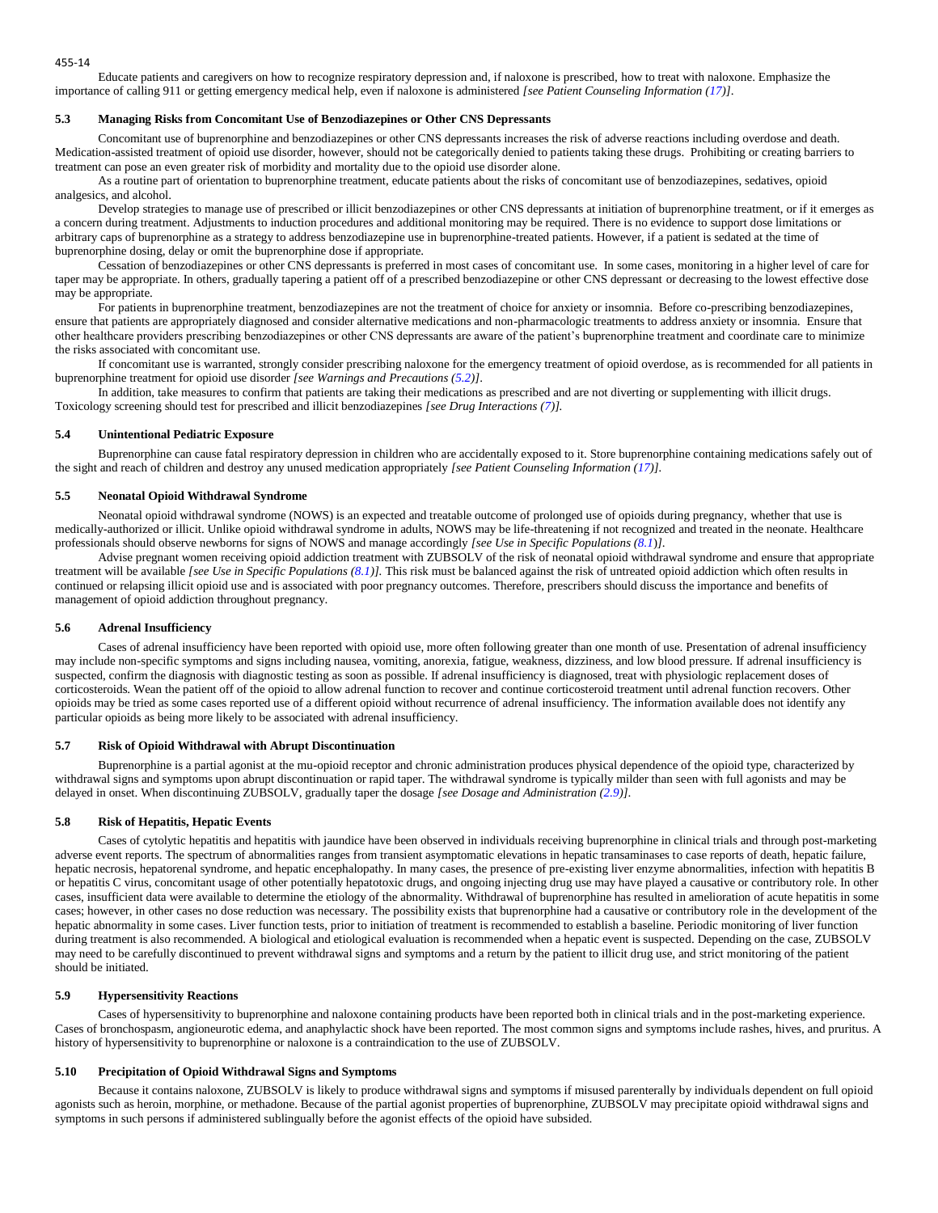Educate patients and caregivers on how to recognize respiratory depression and, if naloxone is prescribed, how to treat with naloxone. Emphasize the importance of calling 911 or getting emergency medical help, even if naloxone is administered *[see Patient Counseling Information (17)]*.

### 5.3 Managing Risks from Concomitant Use of Benzodiazepines or Other CNS Depressants

Concomitant use of buprenorphine and benzodiazepines or other CNS depressants increases the risk of adverse reactions including overdose and death. Medication-assisted treatment of opioid use disorder, however, should not be categorically denied to patients taking these drugs. Prohibiting or creating barriers to treatment can pose an even greater risk of morbidity and mortality due to the opioid use disorder alone.

As a routine part of orientation to buprenorphine treatment, educate patients about the risks of concomitant use of benzodiazepines, sedatives, opioid analgesics, and alcohol.

Develop strategies to manage use of prescribed or illicit benzodiazepines or other CNS depressants at initiation of buprenorphine treatment, or if it emerges as a concern during treatment. Adjustments to induction procedures and additional monitoring may be required. There is no evidence to support dose limitations or arbitrary caps of buprenorphine as a strategy to address benzodiazepine use in buprenorphine-treated patients. However, if a patient is sedated at the time of buprenorphine dosing, delay or omit the buprenorphine dose if appropriate.

Cessation of benzodiazepines or other CNS depressants is preferred in most cases of concomitant use. In some cases, monitoring in a higher level of care for taper may be appropriate. In others, gradually tapering a patient off of a prescribed benzodiazepine or other CNS depressant or decreasing to the lowest effective dose may be appropriate.

For patients in buprenorphine treatment, benzodiazepines are not the treatment of choice for anxiety or insomnia. Before co-prescribing benzodiazepines, ensure that patients are appropriately diagnosed and consider alternative medications and non-pharmacologic treatments to address anxiety or insomnia. Ensure that other healthcare providers prescribing benzodiazepines or other CNS depressants are aware of the patient's buprenorphine treatment and coordinate care to minimize the risks associated with concomitant use.

If concomitant use is warranted, strongly consider prescribing naloxone for the emergency treatment of opioid overdose, as is recommended for all patients in buprenorphine treatment for opioid use disorder *[see Warnings and Precautions (5.2)]*.

In addition, take measures to confirm that patients are taking their medications as prescribed and are not diverting or supplementing with illicit drugs. Toxicology screening should test for prescribed and illicit benzodiazepines *[see Drug Interactions (7)].*

### 5.4 Unintentional Pediatric Exposure

Buprenorphine can cause fatal respiratory depression in children who are accidentally exposed to it. Store buprenorphine containing medications safely out of the sight and reach of children and destroy any unused medication appropriately *[see Patient Counseling Information (17)].*

### 5.5 Neonatal Opioid Withdrawal Syndrome

Neonatal opioid withdrawal syndrome (NOWS) is an expected and treatable outcome of prolonged use of opioids during pregnancy, whether that use is medically-authorized or illicit. Unlike opioid withdrawal syndrome in adults, NOWS may be life-threatening if not recognized and treated in the neonate. Healthcare professionals should observe newborns for signs of NOWS and manage accordingly *[see Use in Specific Populations (8.1)].*

Advise pregnant women receiving opioid addiction treatment with ZUBSOLV of the risk of neonatal opioid withdrawal syndrome and ensure that appropriate treatment will be available *[see Use in Specific Populations (8.1)].* This risk must be balanced against the risk of untreated opioid addiction which often results in continued or relapsing illicit opioid use and is associated with poor pregnancy outcomes. Therefore, prescribers should discuss the importance and benefits of management of opioid addiction throughout pregnancy.

### 5.6 Adrenal Insufficiency

Cases of adrenal insufficiency have been reported with opioid use, more often following greater than one month of use. Presentation of adrenal insufficiency may include non-specific symptoms and signs including nausea, vomiting, anorexia, fatigue, weakness, dizziness, and low blood pressure. If adrenal insufficiency is suspected, confirm the diagnosis with diagnostic testing as soon as possible. If adrenal insufficiency is diagnosed, treat with physiologic replacement doses of corticosteroids. Wean the patient off of the opioid to allow adrenal function to recover and continue corticosteroid treatment until adrenal function recovers. Other opioids may be tried as some cases reported use of a different opioid without recurrence of adrenal insufficiency. The information available does not identify any particular opioids as being more likely to be associated with adrenal insufficiency.

### 5.7 Risk of Opioid Withdrawal with Abrupt Discontinuation

Buprenorphine is a partial agonist at the mu-opioid receptor and chronic administration produces physical dependence of the opioid type, characterized by withdrawal signs and symptoms upon abrupt discontinuation or rapid taper. The withdrawal syndrome is typically milder than seen with full agonists and may be delayed in onset. When discontinuing ZUBSOLV, gradually taper the dosage *[see Dosage and Administration (2.9)].*

### 5.8 Risk of Hepatitis, Hepatic Events

Cases of cytolytic hepatitis and hepatitis with jaundice have been observed in individuals receiving buprenorphine in clinical trials and through post-marketing adverse event reports. The spectrum of abnormalities ranges from transient asymptomatic elevations in hepatic transaminases to case reports of death, hepatic failure, hepatic necrosis, hepatorenal syndrome, and hepatic encephalopathy. In many cases, the presence of pre-existing liver enzyme abnormalities, infection with hepatitis B or hepatitis C virus, concomitant usage of other potentially hepatotoxic drugs, and ongoing injecting drug use may have played a causative or contributory role. In other cases, insufficient data were available to determine the etiology of the abnormality. Withdrawal of buprenorphine has resulted in amelioration of acute hepatitis in some cases; however, in other cases no dose reduction was necessary. The possibility exists that buprenorphine had a causative or contributory role in the development of the hepatic abnormality in some cases. Liver function tests, prior to initiation of treatment is recommended to establish a baseline. Periodic monitoring of liver function during treatment is also recommended. A biological and etiological evaluation is recommended when a hepatic event is suspected. Depending on the case, ZUBSOLV may need to be carefully discontinued to prevent withdrawal signs and symptoms and a return by the patient to illicit drug use, and strict monitoring of the patient should be initiated.

### 5.9 Hypersensitivity Reactions

Cases of hypersensitivity to buprenorphine and naloxone containing products have been reported both in clinical trials and in the post-marketing experience. Cases of bronchospasm, angioneurotic edema, and anaphylactic shock have been reported. The most common signs and symptoms include rashes, hives, and pruritus. A history of hypersensitivity to buprenorphine or naloxone is a contraindication to the use of ZUBSOLV.

### 5.10 Precipitation of Opioid Withdrawal Signs and Symptoms

Because it contains naloxone, ZUBSOLV is likely to produce withdrawal signs and symptoms if misused parenterally by individuals dependent on full opioid agonists such as heroin, morphine, or methadone. Because of the partial agonist properties of buprenorphine, ZUBSOLV may precipitate opioid withdrawal signs and symptoms in such persons if administered sublingually before the agonist effects of the opioid have subsided.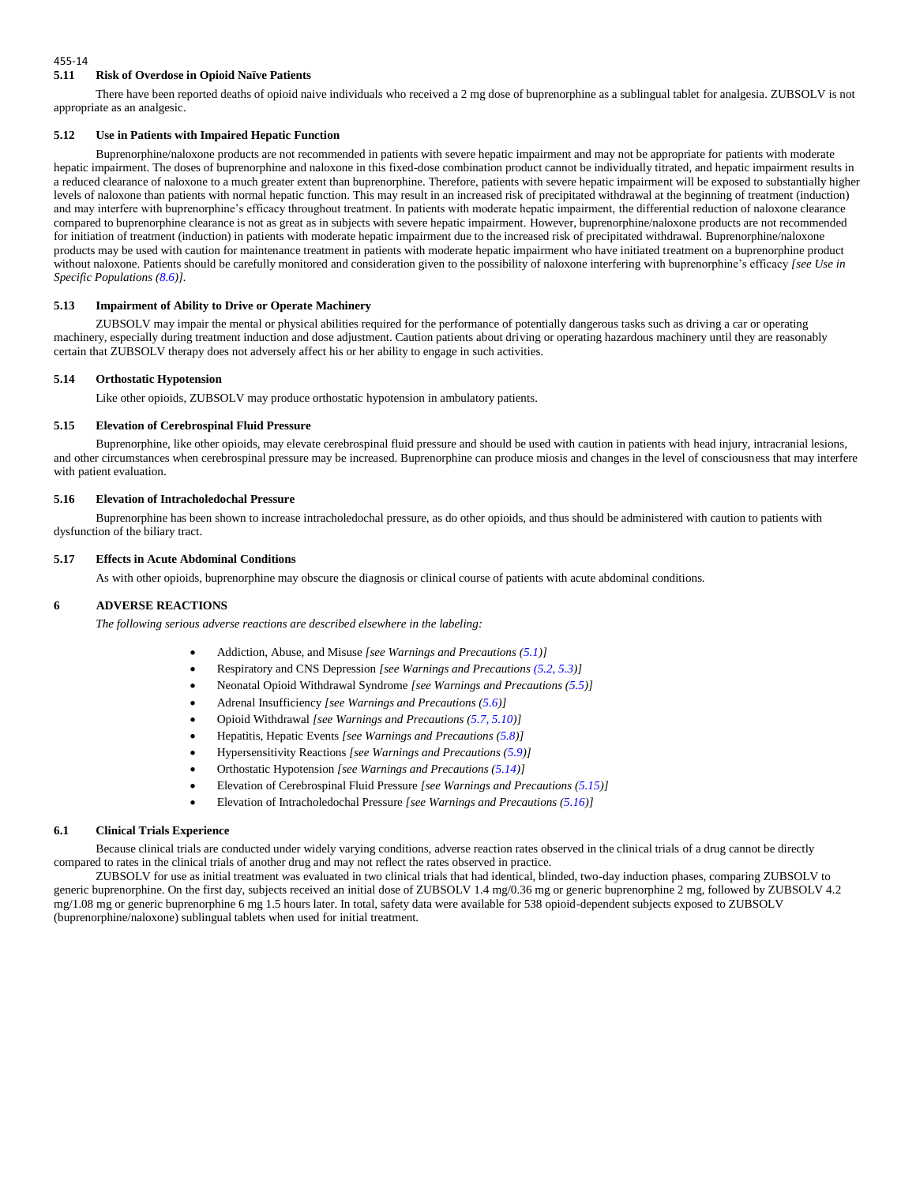### 5.11 Risk of Overdose in Opioid Naïve Patients

There have been reported deaths of opioid naive individuals who received a 2 mg dose of buprenorphine as a sublingual tablet for analgesia. ZUBSOLV is not appropriate as an analgesic.

### 5.12 Use in Patients with Impaired Hepatic Function

Buprenorphine/naloxone products are not recommended in patients with severe hepatic impairment and may not be appropriate for patients with moderate hepatic impairment. The doses of buprenorphine and naloxone in this fixed-dose combination product cannot be individually titrated, and hepatic impairment results in a reduced clearance of naloxone to a much greater extent than buprenorphine. Therefore, patients with severe hepatic impairment will be exposed to substantially higher levels of naloxone than patients with normal hepatic function. This may result in an increased risk of precipitated withdrawal at the beginning of treatment (induction) and may interfere with buprenorphine's efficacy throughout treatment. In patients with moderate hepatic impairment, the differential reduction of naloxone clearance compared to buprenorphine clearance is not as great as in subjects with severe hepatic impairment. However, buprenorphine/naloxone products are not recommended for initiation of treatment (induction) in patients with moderate hepatic impairment due to the increased risk of precipitated withdrawal. Buprenorphine/naloxone products may be used with caution for maintenance treatment in patients with moderate hepatic impairment who have initiated treatment on a buprenorphine product without naloxone. Patients should be carefully monitored and consideration given to the possibility of naloxone interfering with buprenorphine's efficacy *[see Use in Specific Populations (8.6)]*.

### 5.13 Impairment of Ability to Drive or Operate Machinery

ZUBSOLV may impair the mental or physical abilities required for the performance of potentially dangerous tasks such as driving a car or operating machinery, especially during treatment induction and dose adjustment. Caution patients about driving or operating hazardous machinery until they are reasonably certain that ZUBSOLV therapy does not adversely affect his or her ability to engage in such activities.

### 5.14 Orthostatic Hypotension

Like other opioids, ZUBSOLV may produce orthostatic hypotension in ambulatory patients.

### 5.15 Elevation of Cerebrospinal Fluid Pressure

Buprenorphine, like other opioids, may elevate cerebrospinal fluid pressure and should be used with caution in patients with head injury, intracranial lesions, and other circumstances when cerebrospinal pressure may be increased. Buprenorphine can produce miosis and changes in the level of consciousness that may interfere with patient evaluation.

### 5.16 Elevation of Intracholedochal Pressure

Buprenorphine has been shown to increase intracholedochal pressure, as do other opioids, and thus should be administered with caution to patients with dysfunction of the biliary tract.

### 5.17 Effects in Acute Abdominal Conditions

As with other opioids, buprenorphine may obscure the diagnosis or clinical course of patients with acute abdominal conditions.

## 6 ADVERSE REACTIONS

*The following serious adverse reactions are described elsewhere in the labeling:*

- Addiction, Abuse, and Misuse *[see Warnings and Precautions (5.1)]*
- Respiratory and CNS Depression *[see Warnings and Precautions (5.2, 5.3)]*
- Neonatal Opioid Withdrawal Syndrome *[see Warnings and Precautions (5.5)]*
- Adrenal Insufficiency *[see Warnings and Precautions (5.6)]*
- Opioid Withdrawal *[see Warnings and Precautions (5.7, 5.10)]*
- Hepatitis, Hepatic Events *[see Warnings and Precautions (5.8)]*
- Hypersensitivity Reactions *[see Warnings and Precautions (5.9)]*
- Orthostatic Hypotension *[see Warnings and Precautions (5.14)]*
- Elevation of Cerebrospinal Fluid Pressure *[see Warnings and Precautions (5.15)]*
- Elevation of Intracholedochal Pressure *[see Warnings and Precautions (5.16)]*

### 6.1 Clinical Trials Experience

Because clinical trials are conducted under widely varying conditions, adverse reaction rates observed in the clinical trials of a drug cannot be directly compared to rates in the clinical trials of another drug and may not reflect the rates observed in practice.

ZUBSOLV for use as initial treatment was evaluated in two clinical trials that had identical, blinded, two-day induction phases, comparing ZUBSOLV to generic buprenorphine. On the first day, subjects received an initial dose of ZUBSOLV 1.4 mg/0.36 mg or generic buprenorphine 2 mg, followed by ZUBSOLV 4.2 mg/1.08 mg or generic buprenorphine 6 mg 1.5 hours later. In total, safety data were available for 538 opioid-dependent subjects exposed to ZUBSOLV (buprenorphine/naloxone) sublingual tablets when used for initial treatment.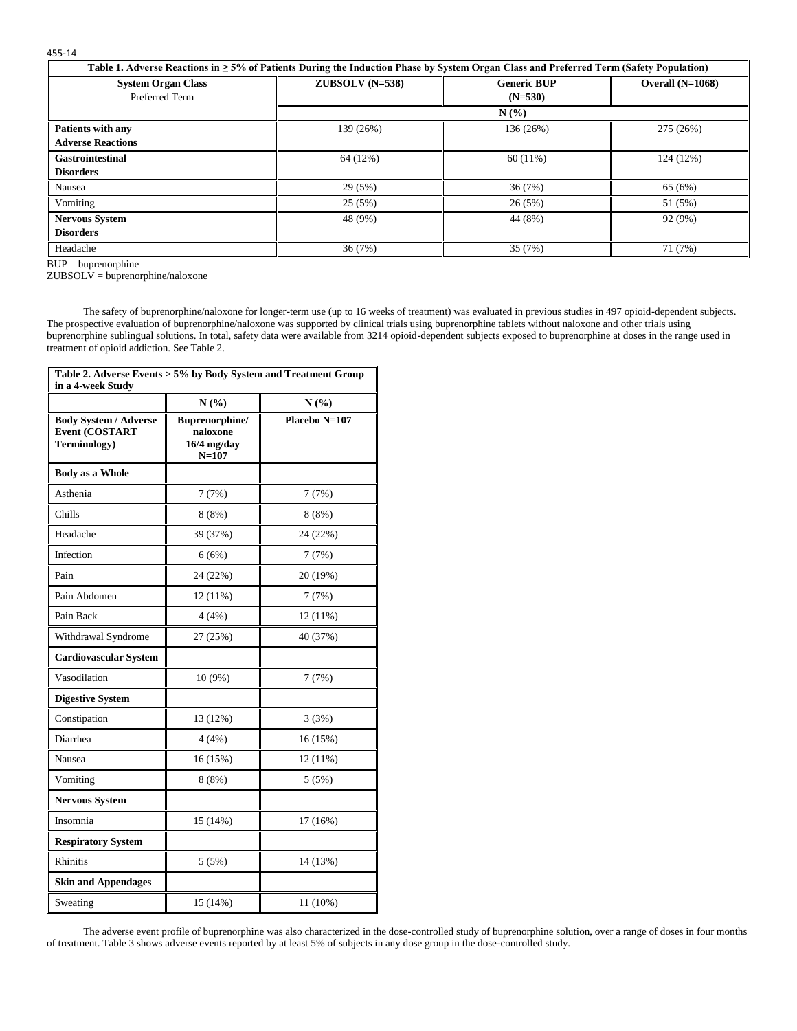| Table 1. Adverse Reactions in ≥ 5% of Patients During the Induction Phase by System Organ Class and Preferred Term (Safety Population) | | | |
|---|---|---|---|
| **System Organ Class** Preferred Term | **ZUBSOLV (N=538)** | **Generic BUP (N=530)** | **Overall (N=1068)** |
| | **N (%)** | | |
| **Patients with any Adverse Reactions** | 139 (26%) | 136 (26%) | 275 (26%) |
| **Gastrointestinal Disorders** | 64 (12%) | 60 (11%) | 124 (12%) |
| Nausea | 29 (5%) | 36 (7%) | 65 (6%) |
| Vomiting | 25 (5%) | 26 (5%) | 51 (5%) |
| **Nervous System Disorders** | 48 (9%) | 44 (8%) | 92 (9%) |
| Headache | 36 (7%) | 35 (7%) | 71 (7%) |

BUP = buprenorphine
ZUBSOLV = buprenorphine/naloxone

The safety of buprenorphine/naloxone for longer-term use (up to 16 weeks of treatment) was evaluated in previous studies in 497 opioid-dependent subjects. The prospective evaluation of buprenorphine/naloxone was supported by clinical trials using buprenorphine tablets without naloxone and other trials using buprenorphine sublingual solutions. In total, safety data were available from 3214 opioid-dependent subjects exposed to buprenorphine at doses in the range used in treatment of opioid addiction. See Table 2.

| Table 2. Adverse Events > 5% by Body System and Treatment Group in a 4-week Study | | |
|---|---|---|
| | **N (%)** | **N (%)** |
| **Body System / Adverse Event (COSTART Terminology)** | **Buprenorphine/ naloxone 16/4 mg/day N=107** | **Placebo N=107** |
| **Body as a Whole** | | |
| Asthenia | 7 (7%) | 7 (7%) |
| Chills | 8 (8%) | 8 (8%) |
| Headache | 39 (37%) | 24 (22%) |
| Infection | 6 (6%) | 7 (7%) |
| Pain | 24 (22%) | 20 (19%) |
| Pain Abdomen | 12 (11%) | 7 (7%) |
| Pain Back | 4 (4%) | 12 (11%) |
| Withdrawal Syndrome | 27 (25%) | 40 (37%) |
| **Cardiovascular System** | | |
| Vasodilation | 10 (9%) | 7 (7%) |
| **Digestive System** | | |
| Constipation | 13 (12%) | 3 (3%) |
| Diarrhea | 4 (4%) | 16 (15%) |
| Nausea | 16 (15%) | 12 (11%) |
| Vomiting | 8 (8%) | 5 (5%) |
| **Nervous System** | | |
| Insomnia | 15 (14%) | 17 (16%) |
| **Respiratory System** | | |
| Rhinitis | 5 (5%) | 14 (13%) |
| **Skin and Appendages** | | |
| Sweating | 15 (14%) | 11 (10%) |

The adverse event profile of buprenorphine was also characterized in the dose-controlled study of buprenorphine solution, over a range of doses in four months of treatment. Table 3 shows adverse events reported by at least 5% of subjects in any dose group in the dose-controlled study.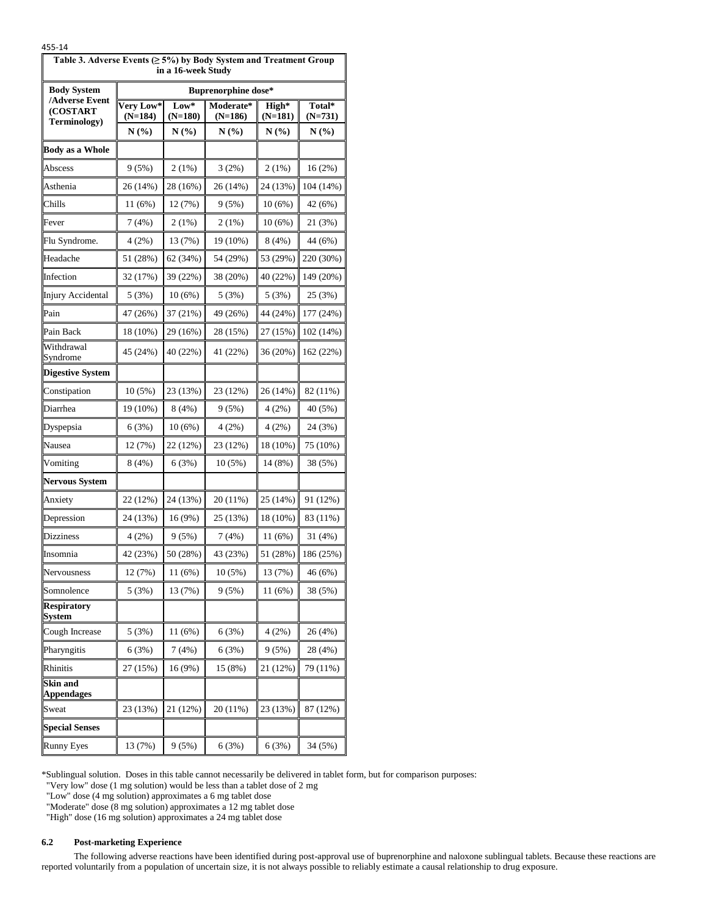455-14

**Table 3. Adverse Events (≥ 5%) by Body System and Treatment Group in a 16-week Study**

| Body System /Adverse Event (COSTART Terminology) | Buprenorphine dose* | | | | |
|---|---|---|---|---|---|
| | Very Low* (N=184) | Low* (N=180) | Moderate* (N=186) | High* (N=181) | Total* (N=731) |
| | N (%) | N (%) | N (%) | N (%) | N (%) |
| **Body as a Whole** | | | | | |
| Abscess | 9 (5%) | 2 (1%) | 3 (2%) | 2 (1%) | 16 (2%) |
| Asthenia | 26 (14%) | 28 (16%) | 26 (14%) | 24 (13%) | 104 (14%) |
| Chills | 11 (6%) | 12 (7%) | 9 (5%) | 10 (6%) | 42 (6%) |
| Fever | 7 (4%) | 2 (1%) | 2 (1%) | 10 (6%) | 21 (3%) |
| Flu Syndrome. | 4 (2%) | 13 (7%) | 19 (10%) | 8 (4%) | 44 (6%) |
| Headache | 51 (28%) | 62 (34%) | 54 (29%) | 53 (29%) | 220 (30%) |
| Infection | 32 (17%) | 39 (22%) | 38 (20%) | 40 (22%) | 149 (20%) |
| Injury Accidental | 5 (3%) | 10 (6%) | 5 (3%) | 5 (3%) | 25 (3%) |
| Pain | 47 (26%) | 37 (21%) | 49 (26%) | 44 (24%) | 177 (24%) |
| Pain Back | 18 (10%) | 29 (16%) | 28 (15%) | 27 (15%) | 102 (14%) |
| Withdrawal Syndrome | 45 (24%) | 40 (22%) | 41 (22%) | 36 (20%) | 162 (22%) |
| **Digestive System** | | | | | |
| Constipation | 10 (5%) | 23 (13%) | 23 (12%) | 26 (14%) | 82 (11%) |
| Diarrhea | 19 (10%) | 8 (4%) | 9 (5%) | 4 (2%) | 40 (5%) |
| Dyspepsia | 6 (3%) | 10 (6%) | 4 (2%) | 4 (2%) | 24 (3%) |
| Nausea | 12 (7%) | 22 (12%) | 23 (12%) | 18 (10%) | 75 (10%) |
| Vomiting | 8 (4%) | 6 (3%) | 10 (5%) | 14 (8%) | 38 (5%) |
| **Nervous System** | | | | | |
| Anxiety | 22 (12%) | 24 (13%) | 20 (11%) | 25 (14%) | 91 (12%) |
| Depression | 24 (13%) | 16 (9%) | 25 (13%) | 18 (10%) | 83 (11%) |
| Dizziness | 4 (2%) | 9 (5%) | 7 (4%) | 11 (6%) | 31 (4%) |
| Insomnia | 42 (23%) | 50 (28%) | 43 (23%) | 51 (28%) | 186 (25%) |
| Nervousness | 12 (7%) | 11 (6%) | 10 (5%) | 13 (7%) | 46 (6%) |
| Somnolence | 5 (3%) | 13 (7%) | 9 (5%) | 11 (6%) | 38 (5%) |
| **Respiratory System** | | | | | |
| Cough Increase | 5 (3%) | 11 (6%) | 6 (3%) | 4 (2%) | 26 (4%) |
| Pharyngitis | 6 (3%) | 7 (4%) | 6 (3%) | 9 (5%) | 28 (4%) |
| Rhinitis | 27 (15%) | 16 (9%) | 15 (8%) | 21 (12%) | 79 (11%) |
| **Skin and Appendages** | | | | | |
| Sweat | 23 (13%) | 21 (12%) | 20 (11%) | 23 (13%) | 87 (12%) |
| **Special Senses** | | | | | |
| Runny Eyes | 13 (7%) | 9 (5%) | 6 (3%) | 6 (3%) | 34 (5%) |

*Sublingual solution. Doses in this table cannot necessarily be delivered in tablet form, but for comparison purposes:
"Very low" dose (1 mg solution) would be less than a tablet dose of 2 mg
"Low" dose (4 mg solution) approximates a 6 mg tablet dose
"Moderate" dose (8 mg solution) approximates a 12 mg tablet dose
"High" dose (16 mg solution) approximates a 24 mg tablet dose

### 6.2 Post-marketing Experience

The following adverse reactions have been identified during post-approval use of buprenorphine and naloxone sublingual tablets. Because these reactions are reported voluntarily from a population of uncertain size, it is not always possible to reliably estimate a causal relationship to drug exposure.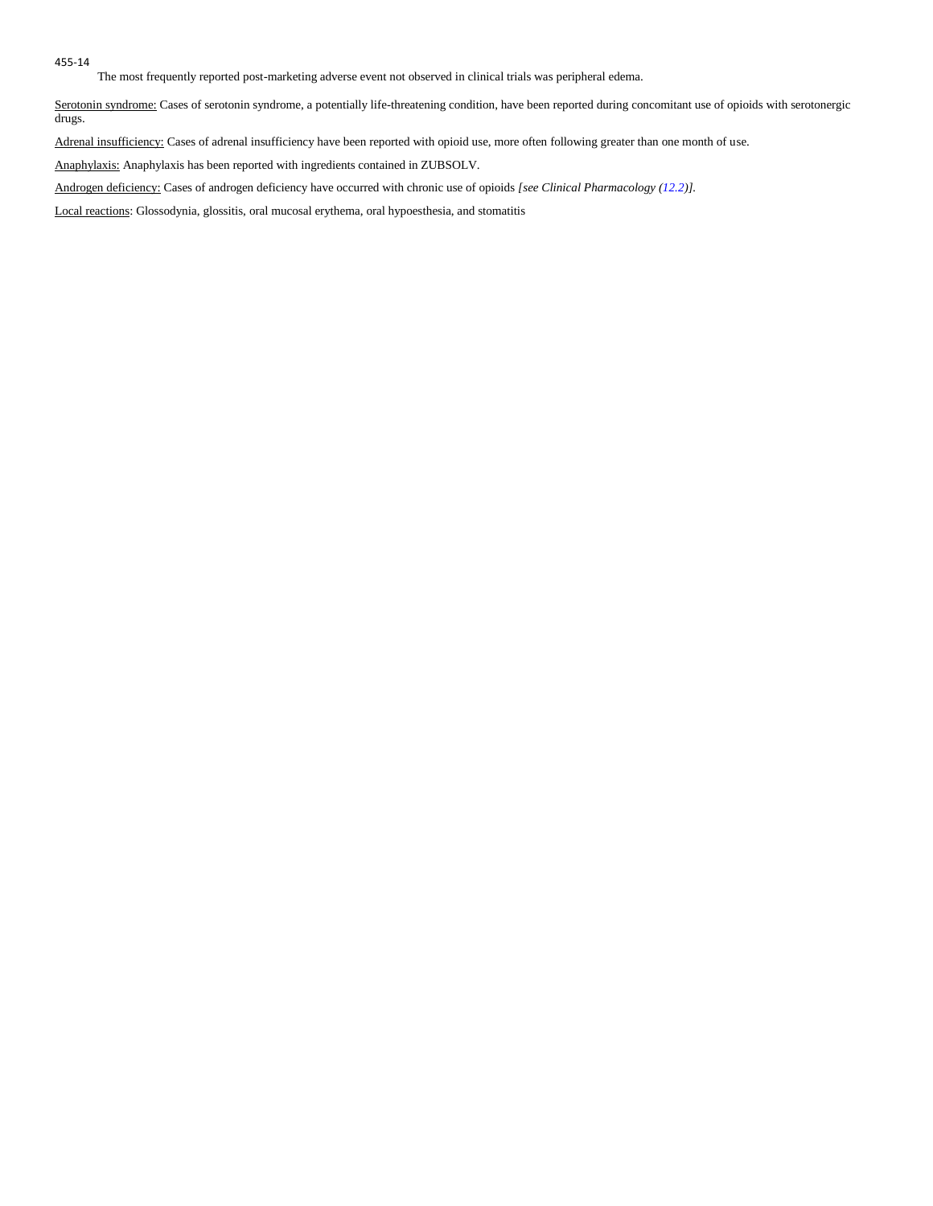The most frequently reported post-marketing adverse event not observed in clinical trials was peripheral edema.

Serotonin syndrome: Cases of serotonin syndrome, a potentially life-threatening condition, have been reported during concomitant use of opioids with serotonergic drugs.

Adrenal insufficiency: Cases of adrenal insufficiency have been reported with opioid use, more often following greater than one month of use.

Anaphylaxis: Anaphylaxis has been reported with ingredients contained in ZUBSOLV.

Androgen deficiency: Cases of androgen deficiency have occurred with chronic use of opioids *[see Clinical Pharmacology (12.2)]*.

Local reactions: Glossodynia, glossitis, oral mucosal erythema, oral hypoesthesia, and stomatitis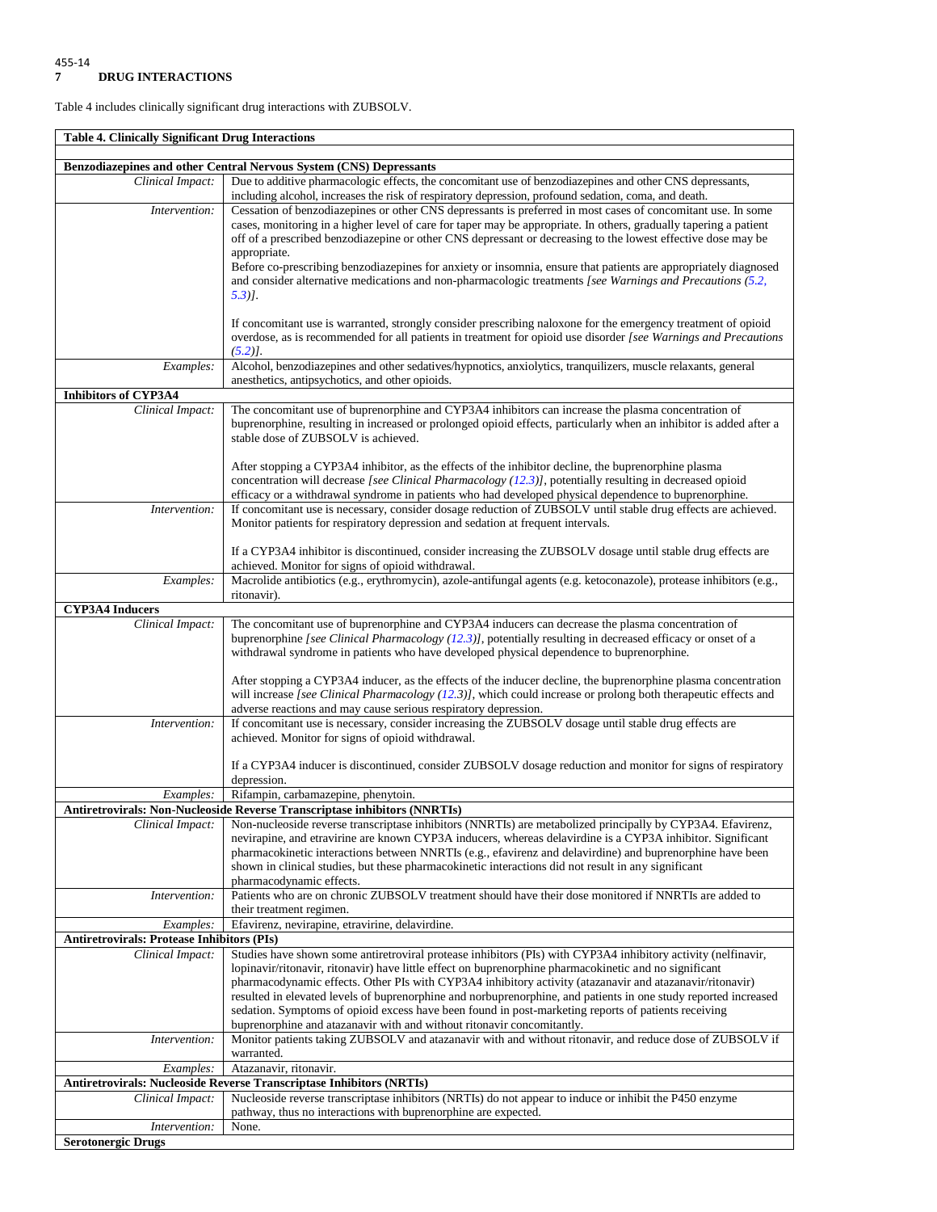455-14

## 7 DRUG INTERACTIONS

Table 4 includes clinically significant drug interactions with ZUBSOLV.

| **Table 4. Clinically Significant Drug Interactions** | |
|---|---|
| **Benzodiazepines and other Central Nervous System (CNS) Depressants** | |
| *Clinical Impact:* | Due to additive pharmacologic effects, the concomitant use of benzodiazepines and other CNS depressants, including alcohol, increases the risk of respiratory depression, profound sedation, coma, and death. |
| *Intervention:* | Cessation of benzodiazepines or other CNS depressants is preferred in most cases of concomitant use. In some cases, monitoring in a higher level of care for taper may be appropriate. In others, gradually tapering a patient off of a prescribed benzodiazepine or other CNS depressant or decreasing to the lowest effective dose may be appropriate.<br>Before co-prescribing benzodiazepines for anxiety or insomnia, ensure that patients are appropriately diagnosed and consider alternative medications and non-pharmacologic treatments *[see Warnings and Precautions (5.2, 5.3)]*.<br><br>If concomitant use is warranted, strongly consider prescribing naloxone for the emergency treatment of opioid overdose, as is recommended for all patients in treatment for opioid use disorder *[see Warnings and Precautions (5.2)]*. |
| *Examples:* | Alcohol, benzodiazepines and other sedatives/hypnotics, anxiolytics, tranquilizers, muscle relaxants, general anesthetics, antipsychotics, and other opioids. |
| **Inhibitors of CYP3A4** | |
| *Clinical Impact:* | The concomitant use of buprenorphine and CYP3A4 inhibitors can increase the plasma concentration of buprenorphine, resulting in increased or prolonged opioid effects, particularly when an inhibitor is added after a stable dose of ZUBSOLV is achieved.<br><br>After stopping a CYP3A4 inhibitor, as the effects of the inhibitor decline, the buprenorphine plasma concentration will decrease *[see Clinical Pharmacology (12.3)]*, potentially resulting in decreased opioid efficacy or a withdrawal syndrome in patients who had developed physical dependence to buprenorphine. |
| *Intervention:* | If concomitant use is necessary, consider dosage reduction of ZUBSOLV until stable drug effects are achieved. Monitor patients for respiratory depression and sedation at frequent intervals.<br><br>If a CYP3A4 inhibitor is discontinued, consider increasing the ZUBSOLV dosage until stable drug effects are achieved. Monitor for signs of opioid withdrawal. |
| *Examples:* | Macrolide antibiotics (e.g., erythromycin), azole-antifungal agents (e.g. ketoconazole), protease inhibitors (e.g., ritonavir). |
| **CYP3A4 Inducers** | |
| *Clinical Impact:* | The concomitant use of buprenorphine and CYP3A4 inducers can decrease the plasma concentration of buprenorphine *[see Clinical Pharmacology (12.3)]*, potentially resulting in decreased efficacy or onset of a withdrawal syndrome in patients who have developed physical dependence to buprenorphine.<br><br>After stopping a CYP3A4 inducer, as the effects of the inducer decline, the buprenorphine plasma concentration will increase *[see Clinical Pharmacology (12.3)]*, which could increase or prolong both therapeutic effects and adverse reactions and may cause serious respiratory depression. |
| *Intervention:* | If concomitant use is necessary, consider increasing the ZUBSOLV dosage until stable drug effects are achieved. Monitor for signs of opioid withdrawal.<br><br>If a CYP3A4 inducer is discontinued, consider ZUBSOLV dosage reduction and monitor for signs of respiratory depression. |
| *Examples:* | Rifampin, carbamazepine, phenytoin. |
| **Antiretrovirals: Non-Nucleoside Reverse Transcriptase inhibitors (NNRTIs)** | |
| *Clinical Impact:* | Non-nucleoside reverse transcriptase inhibitors (NNRTIs) are metabolized principally by CYP3A4. Efavirenz, nevirapine, and etravirine are known CYP3A inducers, whereas delavirdine is a CYP3A inhibitor. Significant pharmacokinetic interactions between NNRTIs (e.g., efavirenz and delavirdine) and buprenorphine have been shown in clinical studies, but these pharmacokinetic interactions did not result in any significant pharmacodynamic effects. |
| *Intervention:* | Patients who are on chronic ZUBSOLV treatment should have their dose monitored if NNRTIs are added to their treatment regimen. |
| *Examples:* | Efavirenz, nevirapine, etravirine, delavirdine. |
| **Antiretrovirals: Protease Inhibitors (PIs)** | |
| *Clinical Impact:* | Studies have shown some antiretroviral protease inhibitors (PIs) with CYP3A4 inhibitory activity (nelfinavir, lopinavir/ritonavir, ritonavir) have little effect on buprenorphine pharmacokinetic and no significant pharmacodynamic effects. Other PIs with CYP3A4 inhibitory activity (atazanavir and atazanavir/ritonavir) resulted in elevated levels of buprenorphine and norbuprenorphine, and patients in one study reported increased sedation. Symptoms of opioid excess have been found in post-marketing reports of patients receiving buprenorphine and atazanavir with and without ritonavir concomitantly. |
| *Intervention:* | Monitor patients taking ZUBSOLV and atazanavir with and without ritonavir, and reduce dose of ZUBSOLV if warranted. |
| *Examples:* | Atazanavir, ritonavir. |
| **Antiretrovirals: Nucleoside Reverse Transcriptase Inhibitors (NRTIs)** | |
| *Clinical Impact:* | Nucleoside reverse transcriptase inhibitors (NRTIs) do not appear to induce or inhibit the P450 enzyme pathway, thus no interactions with buprenorphine are expected. |
| *Intervention:* | None. |
| **Serotonergic Drugs** | |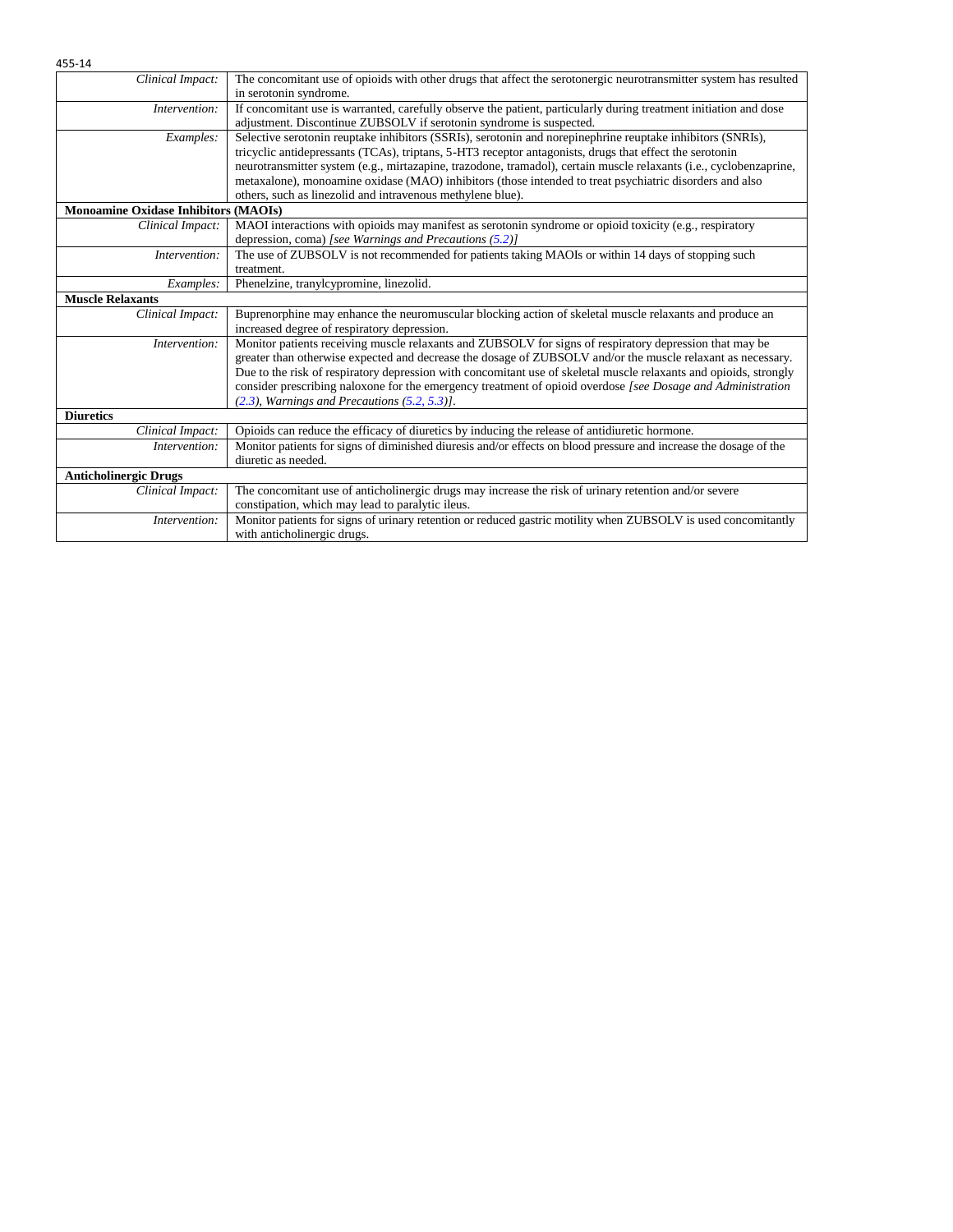| | |
|---|---|
| *Clinical Impact:* | The concomitant use of opioids with other drugs that affect the serotonergic neurotransmitter system has resulted in serotonin syndrome. |
| *Intervention:* | If concomitant use is warranted, carefully observe the patient, particularly during treatment initiation and dose adjustment. Discontinue ZUBSOLV if serotonin syndrome is suspected. |
| *Examples:* | Selective serotonin reuptake inhibitors (SSRIs), serotonin and norepinephrine reuptake inhibitors (SNRIs), tricyclic antidepressants (TCAs), triptans, 5-HT3 receptor antagonists, drugs that effect the serotonin neurotransmitter system (e.g., mirtazapine, trazodone, tramadol), certain muscle relaxants (i.e., cyclobenzaprine, metaxalone), monoamine oxidase (MAO) inhibitors (those intended to treat psychiatric disorders and also others, such as linezolid and intravenous methylene blue). |
| **Monoamine Oxidase Inhibitors (MAOIs)** | |
| *Clinical Impact:* | MAOI interactions with opioids may manifest as serotonin syndrome or opioid toxicity (e.g., respiratory depression, coma) *[see Warnings and Precautions (5.2)]* |
| *Intervention:* | The use of ZUBSOLV is not recommended for patients taking MAOIs or within 14 days of stopping such treatment. |
| *Examples:* | Phenelzine, tranylcypromine, linezolid. |
| **Muscle Relaxants** | |
| *Clinical Impact:* | Buprenorphine may enhance the neuromuscular blocking action of skeletal muscle relaxants and produce an increased degree of respiratory depression. |
| *Intervention:* | Monitor patients receiving muscle relaxants and ZUBSOLV for signs of respiratory depression that may be greater than otherwise expected and decrease the dosage of ZUBSOLV and/or the muscle relaxant as necessary. Due to the risk of respiratory depression with concomitant use of skeletal muscle relaxants and opioids, strongly consider prescribing naloxone for the emergency treatment of opioid overdose *[see Dosage and Administration (2.3), Warnings and Precautions (5.2, 5.3)]*. |
| **Diuretics** | |
| *Clinical Impact:* | Opioids can reduce the efficacy of diuretics by inducing the release of antidiuretic hormone. |
| *Intervention:* | Monitor patients for signs of diminished diuresis and/or effects on blood pressure and increase the dosage of the diuretic as needed. |
| **Anticholinergic Drugs** | |
| *Clinical Impact:* | The concomitant use of anticholinergic drugs may increase the risk of urinary retention and/or severe constipation, which may lead to paralytic ileus. |
| *Intervention:* | Monitor patients for signs of urinary retention or reduced gastric motility when ZUBSOLV is used concomitantly with anticholinergic drugs. |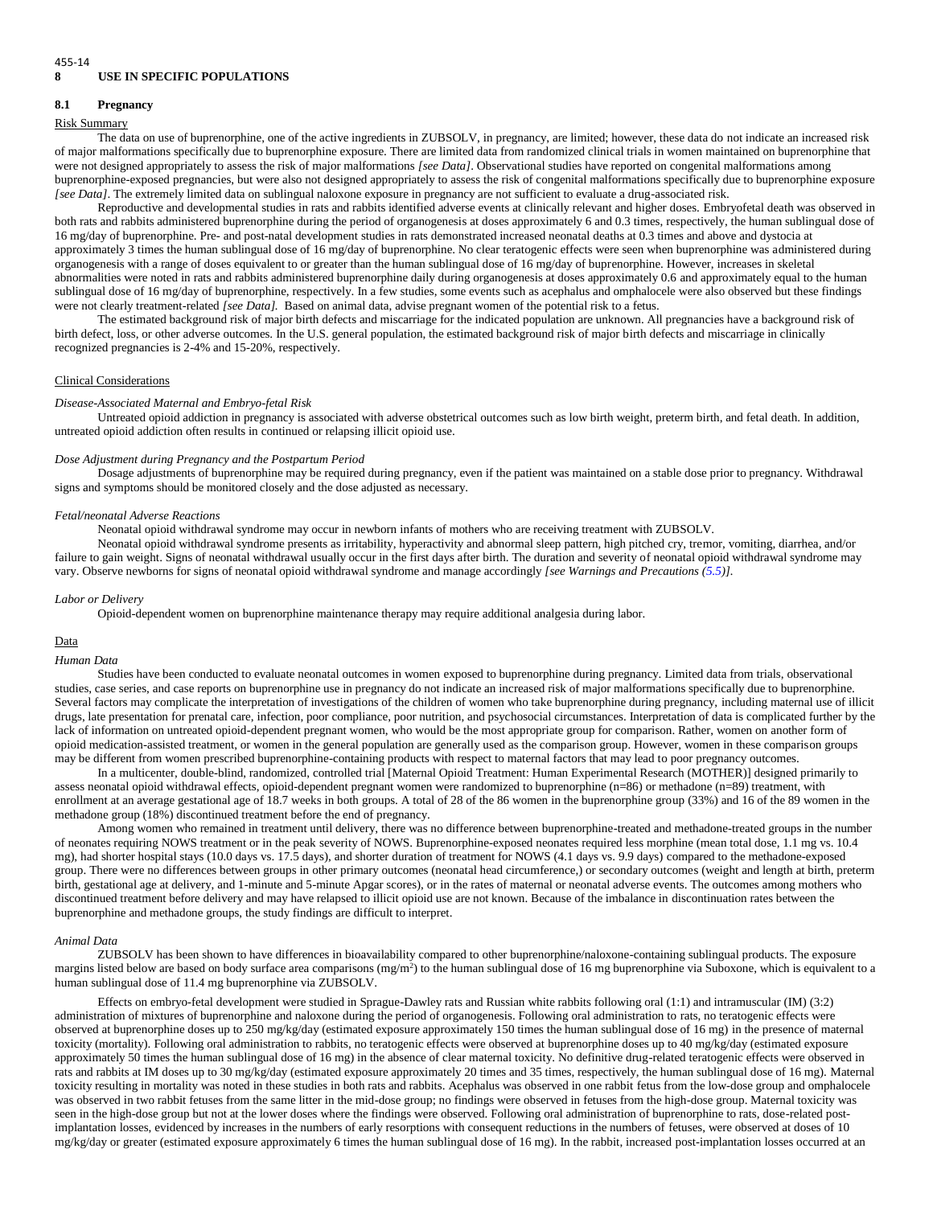455-14

# 8 USE IN SPECIFIC POPULATIONS

## 8.1 Pregnancy

Risk Summary

The data on use of buprenorphine, one of the active ingredients in ZUBSOLV, in pregnancy, are limited; however, these data do not indicate an increased risk of major malformations specifically due to buprenorphine exposure. There are limited data from randomized clinical trials in women maintained on buprenorphine that were not designed appropriately to assess the risk of major malformations *[see Data]*. Observational studies have reported on congenital malformations among buprenorphine-exposed pregnancies, but were also not designed appropriately to assess the risk of congenital malformations specifically due to buprenorphine exposure *[see Data]*. The extremely limited data on sublingual naloxone exposure in pregnancy are not sufficient to evaluate a drug-associated risk.

Reproductive and developmental studies in rats and rabbits identified adverse events at clinically relevant and higher doses. Embryofetal death was observed in both rats and rabbits administered buprenorphine during the period of organogenesis at doses approximately 6 and 0.3 times, respectively, the human sublingual dose of 16 mg/day of buprenorphine. Pre- and post-natal development studies in rats demonstrated increased neonatal deaths at 0.3 times and above and dystocia at approximately 3 times the human sublingual dose of 16 mg/day of buprenorphine. No clear teratogenic effects were seen when buprenorphine was administered during organogenesis with a range of doses equivalent to or greater than the human sublingual dose of 16 mg/day of buprenorphine. However, increases in skeletal abnormalities were noted in rats and rabbits administered buprenorphine daily during organogenesis at doses approximately 0.6 and approximately equal to the human sublingual dose of 16 mg/day of buprenorphine, respectively. In a few studies, some events such as acephalus and omphalocele were also observed but these findings were not clearly treatment-related *[see Data]*. Based on animal data, advise pregnant women of the potential risk to a fetus.

The estimated background risk of major birth defects and miscarriage for the indicated population are unknown. All pregnancies have a background risk of birth defect, loss, or other adverse outcomes. In the U.S. general population, the estimated background risk of major birth defects and miscarriage in clinically recognized pregnancies is 2-4% and 15-20%, respectively.

Clinical Considerations

*Disease-Associated Maternal and Embryo-fetal Risk*

Untreated opioid addiction in pregnancy is associated with adverse obstetrical outcomes such as low birth weight, preterm birth, and fetal death. In addition, untreated opioid addiction often results in continued or relapsing illicit opioid use.

*Dose Adjustment during Pregnancy and the Postpartum Period*

Dosage adjustments of buprenorphine may be required during pregnancy, even if the patient was maintained on a stable dose prior to pregnancy. Withdrawal signs and symptoms should be monitored closely and the dose adjusted as necessary.

*Fetal/neonatal Adverse Reactions*

Neonatal opioid withdrawal syndrome may occur in newborn infants of mothers who are receiving treatment with ZUBSOLV.

Neonatal opioid withdrawal syndrome presents as irritability, hyperactivity and abnormal sleep pattern, high pitched cry, tremor, vomiting, diarrhea, and/or failure to gain weight. Signs of neonatal withdrawal usually occur in the first days after birth. The duration and severity of neonatal opioid withdrawal syndrome may vary. Observe newborns for signs of neonatal opioid withdrawal syndrome and manage accordingly *[see Warnings and Precautions (5.5)]*.

*Labor or Delivery*

Opioid-dependent women on buprenorphine maintenance therapy may require additional analgesia during labor.

Data

*Human Data*

Studies have been conducted to evaluate neonatal outcomes in women exposed to buprenorphine during pregnancy. Limited data from trials, observational studies, case series, and case reports on buprenorphine use in pregnancy do not indicate an increased risk of major malformations specifically due to buprenorphine. Several factors may complicate the interpretation of investigations of the children of women who take buprenorphine during pregnancy, including maternal use of illicit drugs, late presentation for prenatal care, infection, poor compliance, poor nutrition, and psychosocial circumstances. Interpretation of data is complicated further by the lack of information on untreated opioid-dependent pregnant women, who would be the most appropriate group for comparison. Rather, women on another form of opioid medication-assisted treatment, or women in the general population are generally used as the comparison group. However, women in these comparison groups may be different from women prescribed buprenorphine-containing products with respect to maternal factors that may lead to poor pregnancy outcomes.

In a multicenter, double-blind, randomized, controlled trial [Maternal Opioid Treatment: Human Experimental Research (MOTHER)] designed primarily to assess neonatal opioid withdrawal effects, opioid-dependent pregnant women were randomized to buprenorphine (n=86) or methadone (n=89) treatment, with enrollment at an average gestational age of 18.7 weeks in both groups. A total of 28 of the 86 women in the buprenorphine group (33%) and 16 of the 89 women in the methadone group (18%) discontinued treatment before the end of pregnancy.

Among women who remained in treatment until delivery, there was no difference between buprenorphine-treated and methadone-treated groups in the number of neonates requiring NOWS treatment or in the peak severity of NOWS. Buprenorphine-exposed neonates required less morphine (mean total dose, 1.1 mg vs. 10.4 mg), had shorter hospital stays (10.0 days vs. 17.5 days), and shorter duration of treatment for NOWS (4.1 days vs. 9.9 days) compared to the methadone-exposed group. There were no differences between groups in other primary outcomes (neonatal head circumference,) or secondary outcomes (weight and length at birth, preterm birth, gestational age at delivery, and 1-minute and 5-minute Apgar scores), or in the rates of maternal or neonatal adverse events. The outcomes among mothers who discontinued treatment before delivery and may have relapsed to illicit opioid use are not known. Because of the imbalance in discontinuation rates between the buprenorphine and methadone groups, the study findings are difficult to interpret.

*Animal Data*

ZUBSOLV has been shown to have differences in bioavailability compared to other buprenorphine/naloxone-containing sublingual products. The exposure margins listed below are based on body surface area comparisons ($mg/m^2$) to the human sublingual dose of 16 mg buprenorphine via Suboxone, which is equivalent to a human sublingual dose of 11.4 mg buprenorphine via ZUBSOLV.

Effects on embryo-fetal development were studied in Sprague-Dawley rats and Russian white rabbits following oral (1:1) and intramuscular (IM) (3:2) administration of mixtures of buprenorphine and naloxone during the period of organogenesis. Following oral administration to rats, no teratogenic effects were observed at buprenorphine doses up to 250 mg/kg/day (estimated exposure approximately 150 times the human sublingual dose of 16 mg) in the presence of maternal toxicity (mortality). Following oral administration to rabbits, no teratogenic effects were observed at buprenorphine doses up to 40 mg/kg/day (estimated exposure approximately 50 times the human sublingual dose of 16 mg) in the absence of clear maternal toxicity. No definitive drug-related teratogenic effects were observed in rats and rabbits at IM doses up to 30 mg/kg/day (estimated exposure approximately 20 times and 35 times, respectively, the human sublingual dose of 16 mg). Maternal toxicity resulting in mortality was noted in these studies in both rats and rabbits. Acephalus was observed in one rabbit fetus from the low-dose group and omphalocele was observed in two rabbit fetuses from the same litter in the mid-dose group; no findings were observed in fetuses from the high-dose group. Maternal toxicity was seen in the high-dose group but not at the lower doses where the findings were observed. Following oral administration of buprenorphine to rats, dose-related post-implantation losses, evidenced by increases in the numbers of early resorptions with consequent reductions in the numbers of fetuses, were observed at doses of 10 mg/kg/day or greater (estimated exposure approximately 6 times the human sublingual dose of 16 mg). In the rabbit, increased post-implantation losses occurred at an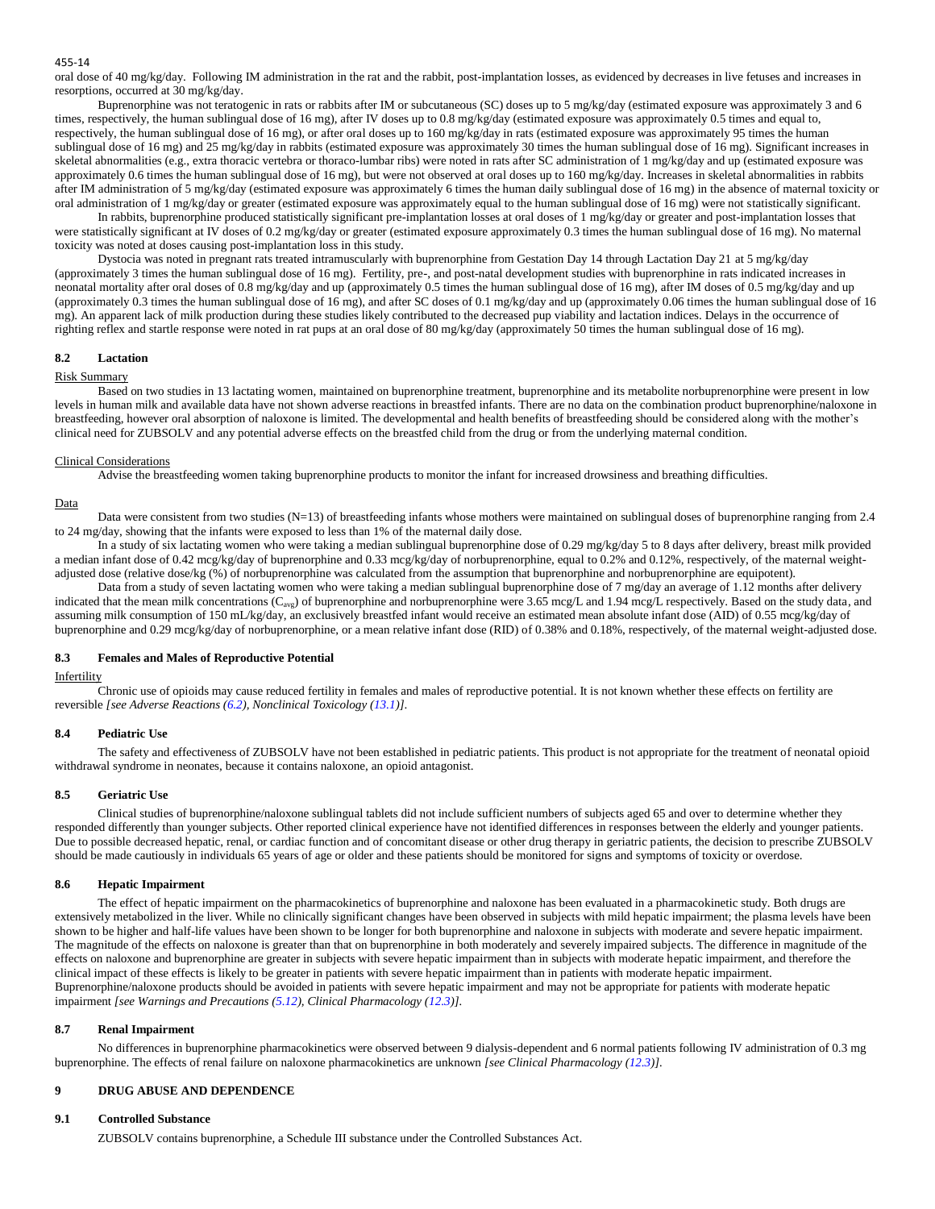oral dose of 40 mg/kg/day. Following IM administration in the rat and the rabbit, post-implantation losses, as evidenced by decreases in live fetuses and increases in resorptions, occurred at 30 mg/kg/day.

Buprenorphine was not teratogenic in rats or rabbits after IM or subcutaneous (SC) doses up to 5 mg/kg/day (estimated exposure was approximately 3 and 6 times, respectively, the human sublingual dose of 16 mg), after IV doses up to 0.8 mg/kg/day (estimated exposure was approximately 0.5 times and equal to, respectively, the human sublingual dose of 16 mg), or after oral doses up to 160 mg/kg/day in rats (estimated exposure was approximately 95 times the human sublingual dose of 16 mg) and 25 mg/kg/day in rabbits (estimated exposure was approximately 30 times the human sublingual dose of 16 mg). Significant increases in skeletal abnormalities (e.g., extra thoracic vertebra or thoraco-lumbar ribs) were noted in rats after SC administration of 1 mg/kg/day and up (estimated exposure was approximately 0.6 times the human sublingual dose of 16 mg), but were not observed at oral doses up to 160 mg/kg/day. Increases in skeletal abnormalities in rabbits after IM administration of 5 mg/kg/day (estimated exposure was approximately 6 times the human daily sublingual dose of 16 mg) in the absence of maternal toxicity or oral administration of 1 mg/kg/day or greater (estimated exposure was approximately equal to the human sublingual dose of 16 mg) were not statistically significant.

In rabbits, buprenorphine produced statistically significant pre-implantation losses at oral doses of 1 mg/kg/day or greater and post-implantation losses that were statistically significant at IV doses of 0.2 mg/kg/day or greater (estimated exposure approximately 0.3 times the human sublingual dose of 16 mg). No maternal toxicity was noted at doses causing post-implantation loss in this study.

Dystocia was noted in pregnant rats treated intramuscularly with buprenorphine from Gestation Day 14 through Lactation Day 21 at 5 mg/kg/day (approximately 3 times the human sublingual dose of 16 mg). Fertility, pre-, and post-natal development studies with buprenorphine in rats indicated increases in neonatal mortality after oral doses of 0.8 mg/kg/day and up (approximately 0.5 times the human sublingual dose of 16 mg), after IM doses of 0.5 mg/kg/day and up (approximately 0.3 times the human sublingual dose of 16 mg), and after SC doses of 0.1 mg/kg/day and up (approximately 0.06 times the human sublingual dose of 16 mg). An apparent lack of milk production during these studies likely contributed to the decreased pup viability and lactation indices. Delays in the occurrence of righting reflex and startle response were noted in rat pups at an oral dose of 80 mg/kg/day (approximately 50 times the human sublingual dose of 16 mg).

### 8.2 Lactation

Risk Summary

Based on two studies in 13 lactating women, maintained on buprenorphine treatment, buprenorphine and its metabolite norbuprenorphine were present in low levels in human milk and available data have not shown adverse reactions in breastfed infants. There are no data on the combination product buprenorphine/naloxone in breastfeeding, however oral absorption of naloxone is limited. The developmental and health benefits of breastfeeding should be considered along with the mother's clinical need for ZUBSOLV and any potential adverse effects on the breastfed child from the drug or from the underlying maternal condition.

Clinical Considerations

Advise the breastfeeding women taking buprenorphine products to monitor the infant for increased drowsiness and breathing difficulties.

Data

Data were consistent from two studies (N=13) of breastfeeding infants whose mothers were maintained on sublingual doses of buprenorphine ranging from 2.4 to 24 mg/day, showing that the infants were exposed to less than 1% of the maternal daily dose.

In a study of six lactating women who were taking a median sublingual buprenorphine dose of 0.29 mg/kg/day 5 to 8 days after delivery, breast milk provided a median infant dose of 0.42 mcg/kg/day of buprenorphine and 0.33 mcg/kg/day of norbuprenorphine, equal to 0.2% and 0.12%, respectively, of the maternal weight-adjusted dose (relative dose/kg (%) of norbuprenorphine was calculated from the assumption that buprenorphine and norbuprenorphine are equipotent).

Data from a study of seven lactating women who were taking a median sublingual buprenorphine dose of 7 mg/day an average of 1.12 months after delivery indicated that the mean milk concentrations ($C_{avg}$) of buprenorphine and norbuprenorphine were 3.65 mcg/L and 1.94 mcg/L respectively. Based on the study data, and assuming milk consumption of 150 mL/kg/day, an exclusively breastfed infant would receive an estimated mean absolute infant dose (AID) of 0.55 mcg/kg/day of buprenorphine and 0.29 mcg/kg/day of norbuprenorphine, or a mean relative infant dose (RID) of 0.38% and 0.18%, respectively, of the maternal weight-adjusted dose.

### 8.3 Females and Males of Reproductive Potential

Infertility

Chronic use of opioids may cause reduced fertility in females and males of reproductive potential. It is not known whether these effects on fertility are reversible *[see Adverse Reactions (6.2), Nonclinical Toxicology (13.1)]*.

### 8.4 Pediatric Use

The safety and effectiveness of ZUBSOLV have not been established in pediatric patients. This product is not appropriate for the treatment of neonatal opioid withdrawal syndrome in neonates, because it contains naloxone, an opioid antagonist.

### 8.5 Geriatric Use

Clinical studies of buprenorphine/naloxone sublingual tablets did not include sufficient numbers of subjects aged 65 and over to determine whether they responded differently than younger subjects. Other reported clinical experience have not identified differences in responses between the elderly and younger patients. Due to possible decreased hepatic, renal, or cardiac function and of concomitant disease or other drug therapy in geriatric patients, the decision to prescribe ZUBSOLV should be made cautiously in individuals 65 years of age or older and these patients should be monitored for signs and symptoms of toxicity or overdose.

### 8.6 Hepatic Impairment

The effect of hepatic impairment on the pharmacokinetics of buprenorphine and naloxone has been evaluated in a pharmacokinetic study. Both drugs are extensively metabolized in the liver. While no clinically significant changes have been observed in subjects with mild hepatic impairment; the plasma levels have been shown to be higher and half-life values have been shown to be longer for both buprenorphine and naloxone in subjects with moderate and severe hepatic impairment. The magnitude of the effects on naloxone is greater than that on buprenorphine in both moderately and severely impaired subjects. The difference in magnitude of the effects on naloxone and buprenorphine are greater in subjects with severe hepatic impairment than in subjects with moderate hepatic impairment, and therefore the clinical impact of these effects is likely to be greater in patients with severe hepatic impairment than in patients with moderate hepatic impairment. Buprenorphine/naloxone products should be avoided in patients with severe hepatic impairment and may not be appropriate for patients with moderate hepatic impairment *[see Warnings and Precautions (5.12), Clinical Pharmacology (12.3)]*.

### 8.7 Renal Impairment

No differences in buprenorphine pharmacokinetics were observed between 9 dialysis-dependent and 6 normal patients following IV administration of 0.3 mg buprenorphine. The effects of renal failure on naloxone pharmacokinetics are unknown *[see Clinical Pharmacology (12.3)]*.

## 9 DRUG ABUSE AND DEPENDENCE

### 9.1 Controlled Substance

ZUBSOLV contains buprenorphine, a Schedule III substance under the Controlled Substances Act.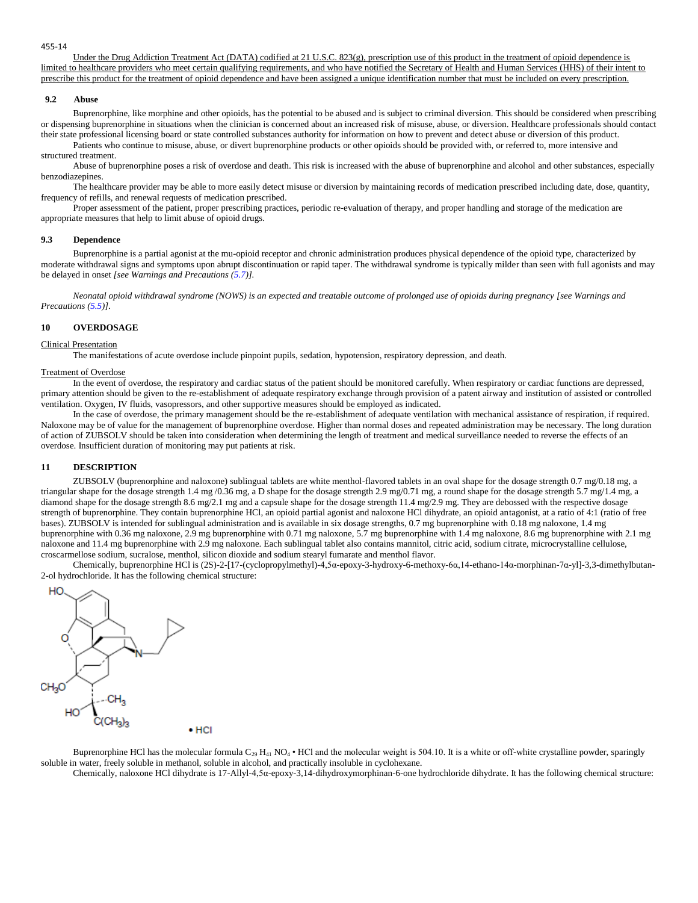Under the Drug Addiction Treatment Act (DATA) codified at 21 U.S.C. 823(g), prescription use of this product in the treatment of opioid dependence is limited to healthcare providers who meet certain qualifying requirements, and who have notified the Secretary of Health and Human Services (HHS) of their intent to prescribe this product for the treatment of opioid dependence and have been assigned a unique identification number that must be included on every prescription.

### 9.2 Abuse

Buprenorphine, like morphine and other opioids, has the potential to be abused and is subject to criminal diversion. This should be considered when prescribing or dispensing buprenorphine in situations when the clinician is concerned about an increased risk of misuse, abuse, or diversion. Healthcare professionals should contact their state professional licensing board or state controlled substances authority for information on how to prevent and detect abuse or diversion of this product.

Patients who continue to misuse, abuse, or divert buprenorphine products or other opioids should be provided with, or referred to, more intensive and structured treatment.

Abuse of buprenorphine poses a risk of overdose and death. This risk is increased with the abuse of buprenorphine and alcohol and other substances, especially benzodiazepines.

The healthcare provider may be able to more easily detect misuse or diversion by maintaining records of medication prescribed including date, dose, quantity, frequency of refills, and renewal requests of medication prescribed.

Proper assessment of the patient, proper prescribing practices, periodic re-evaluation of therapy, and proper handling and storage of the medication are appropriate measures that help to limit abuse of opioid drugs.

### 9.3 Dependence

Buprenorphine is a partial agonist at the mu-opioid receptor and chronic administration produces physical dependence of the opioid type, characterized by moderate withdrawal signs and symptoms upon abrupt discontinuation or rapid taper. The withdrawal syndrome is typically milder than seen with full agonists and may be delayed in onset *[see Warnings and Precautions (5.7)]*.

*Neonatal opioid withdrawal syndrome (NOWS) is an expected and treatable outcome of prolonged use of opioids during pregnancy [see Warnings and Precautions (5.5)].*

## 10 OVERDOSAGE

Clinical Presentation

The manifestations of acute overdose include pinpoint pupils, sedation, hypotension, respiratory depression, and death.

Treatment of Overdose

In the event of overdose, the respiratory and cardiac status of the patient should be monitored carefully. When respiratory or cardiac functions are depressed, primary attention should be given to the re-establishment of adequate respiratory exchange through provision of a patent airway and institution of assisted or controlled ventilation. Oxygen, IV fluids, vasopressors, and other supportive measures should be employed as indicated.

In the case of overdose, the primary management should be the re-establishment of adequate ventilation with mechanical assistance of respiration, if required. Naloxone may be of value for the management of buprenorphine overdose. Higher than normal doses and repeated administration may be necessary. The long duration of action of ZUBSOLV should be taken into consideration when determining the length of treatment and medical surveillance needed to reverse the effects of an overdose. Insufficient duration of monitoring may put patients at risk.

## 11 DESCRIPTION

ZUBSOLV (buprenorphine and naloxone) sublingual tablets are white menthol-flavored tablets in an oval shape for the dosage strength 0.7 mg/0.18 mg, a triangular shape for the dosage strength 1.4 mg /0.36 mg, a D shape for the dosage strength 2.9 mg/0.71 mg, a round shape for the dosage strength 5.7 mg/1.4 mg, a diamond shape for the dosage strength 8.6 mg/2.1 mg and a capsule shape for the dosage strength 11.4 mg/2.9 mg. They are debossed with the respective dosage strength of buprenorphine. They contain buprenorphine HCl, an opioid partial agonist and naloxone HCl dihydrate, an opioid antagonist, at a ratio of 4:1 (ratio of free bases). ZUBSOLV is intended for sublingual administration and is available in six dosage strengths, 0.7 mg buprenorphine with 0.18 mg naloxone, 1.4 mg buprenorphine with 0.36 mg naloxone, 2.9 mg buprenorphine with 0.71 mg naloxone, 5.7 mg buprenorphine with 1.4 mg naloxone, 8.6 mg buprenorphine with 2.1 mg naloxone and 11.4 mg buprenorphine with 2.9 mg naloxone. Each sublingual tablet also contains mannitol, citric acid, sodium citrate, microcrystalline cellulose, croscarmellose sodium, sucralose, menthol, silicon dioxide and sodium stearyl fumarate and menthol flavor.

Chemically, buprenorphine HCl is (2S)-2-[17-(cyclopropylmethyl)-4,5α-epoxy-3-hydroxy-6-methoxy-6α,14-ethano-14α-morphinan-7α-yl]-3,3-dimethylbutan-2-ol hydrochloride. It has the following chemical structure:

• HCl

Buprenorphine HCl has the molecular formula $C_{29}H_{41}NO_4$ • HCl and the molecular weight is 504.10. It is a white or off-white crystalline powder, sparingly soluble in water, freely soluble in methanol, soluble in alcohol, and practically insoluble in cyclohexane.

Chemically, naloxone HCl dihydrate is 17-Allyl-4,5α-epoxy-3,14-dihydroxymorphinan-6-one hydrochloride dihydrate. It has the following chemical structure: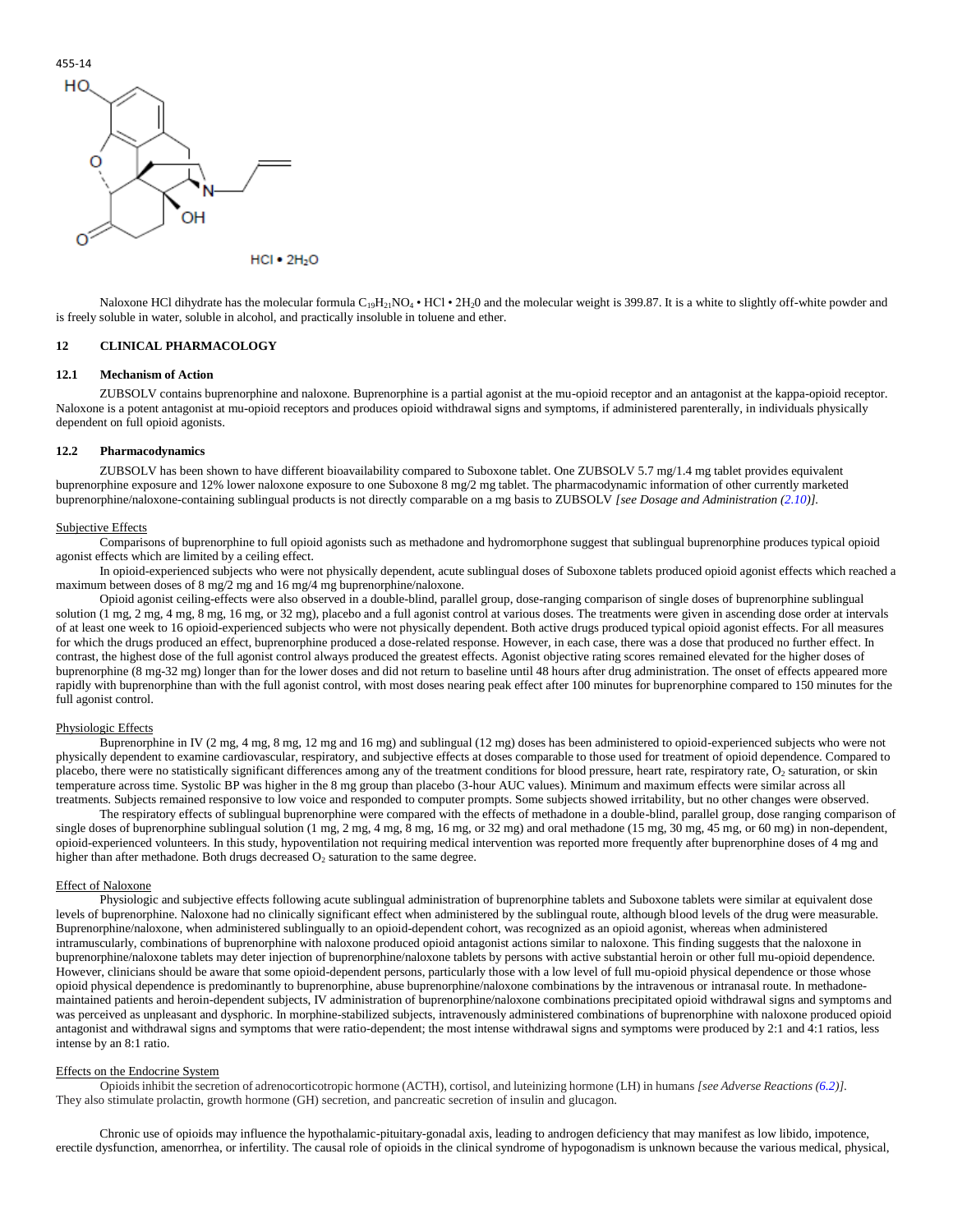455-14

HCl • $2H_2O$

Naloxone HCl dihydrate has the molecular formula $C_{19}H_{21}NO_4$ • HCl • $2H_20$ and the molecular weight is 399.87. It is a white to slightly off-white powder and is freely soluble in water, soluble in alcohol, and practically insoluble in toluene and ether.

## 12 CLINICAL PHARMACOLOGY

### 12.1 Mechanism of Action

ZUBSOLV contains buprenorphine and naloxone. Buprenorphine is a partial agonist at the mu-opioid receptor and an antagonist at the kappa-opioid receptor. Naloxone is a potent antagonist at mu-opioid receptors and produces opioid withdrawal signs and symptoms, if administered parenterally, in individuals physically dependent on full opioid agonists.

### 12.2 Pharmacodynamics

ZUBSOLV has been shown to have different bioavailability compared to Suboxone tablet. One ZUBSOLV 5.7 mg/1.4 mg tablet provides equivalent buprenorphine exposure and 12% lower naloxone exposure to one Suboxone 8 mg/2 mg tablet. The pharmacodynamic information of other currently marketed buprenorphine/naloxone-containing sublingual products is not directly comparable on a mg basis to ZUBSOLV *[see Dosage and Administration (2.10)]*.

Subjective Effects

Comparisons of buprenorphine to full opioid agonists such as methadone and hydromorphone suggest that sublingual buprenorphine produces typical opioid agonist effects which are limited by a ceiling effect.

In opioid-experienced subjects who were not physically dependent, acute sublingual doses of Suboxone tablets produced opioid agonist effects which reached a maximum between doses of 8 mg/2 mg and 16 mg/4 mg buprenorphine/naloxone.

Opioid agonist ceiling-effects were also observed in a double-blind, parallel group, dose-ranging comparison of single doses of buprenorphine sublingual solution (1 mg, 2 mg, 4 mg, 8 mg, 16 mg, or 32 mg), placebo and a full agonist control at various doses. The treatments were given in ascending dose order at intervals of at least one week to 16 opioid-experienced subjects who were not physically dependent. Both active drugs produced typical opioid agonist effects. For all measures for which the drugs produced an effect, buprenorphine produced a dose-related response. However, in each case, there was a dose that produced no further effect. In contrast, the highest dose of the full agonist control always produced the greatest effects. Agonist objective rating scores remained elevated for the higher doses of buprenorphine (8 mg-32 mg) longer than for the lower doses and did not return to baseline until 48 hours after drug administration. The onset of effects appeared more rapidly with buprenorphine than with the full agonist control, with most doses nearing peak effect after 100 minutes for buprenorphine compared to 150 minutes for the full agonist control.

Physiologic Effects

Buprenorphine in IV (2 mg, 4 mg, 8 mg, 12 mg and 16 mg) and sublingual (12 mg) doses has been administered to opioid-experienced subjects who were not physically dependent to examine cardiovascular, respiratory, and subjective effects at doses comparable to those used for treatment of opioid dependence. Compared to placebo, there were no statistically significant differences among any of the treatment conditions for blood pressure, heart rate, respiratory rate, $O_2$ saturation, or skin temperature across time. Systolic BP was higher in the 8 mg group than placebo (3-hour AUC values). Minimum and maximum effects were similar across all treatments. Subjects remained responsive to low voice and responded to computer prompts. Some subjects showed irritability, but no other changes were observed.

The respiratory effects of sublingual buprenorphine were compared with the effects of methadone in a double-blind, parallel group, dose ranging comparison of single doses of buprenorphine sublingual solution (1 mg, 2 mg, 4 mg, 8 mg, 16 mg, or 32 mg) and oral methadone (15 mg, 30 mg, 45 mg, or 60 mg) in non-dependent, opioid-experienced volunteers. In this study, hypoventilation not requiring medical intervention was reported more frequently after buprenorphine doses of 4 mg and higher than after methadone. Both drugs decreased $O_2$ saturation to the same degree.

Effect of Naloxone

Physiologic and subjective effects following acute sublingual administration of buprenorphine tablets and Suboxone tablets were similar at equivalent dose levels of buprenorphine. Naloxone had no clinically significant effect when administered by the sublingual route, although blood levels of the drug were measurable. Buprenorphine/naloxone, when administered sublingually to an opioid-dependent cohort, was recognized as an opioid agonist, whereas when administered intramuscularly, combinations of buprenorphine with naloxone produced opioid antagonist actions similar to naloxone. This finding suggests that the naloxone in buprenorphine/naloxone tablets may deter injection of buprenorphine/naloxone tablets by persons with active substantial heroin or other full mu-opioid dependence. However, clinicians should be aware that some opioid-dependent persons, particularly those with a low level of full mu-opioid physical dependence or those whose opioid physical dependence is predominantly to buprenorphine, abuse buprenorphine/naloxone combinations by the intravenous or intranasal route. In methadone-maintained patients and heroin-dependent subjects, IV administration of buprenorphine/naloxone combinations precipitated opioid withdrawal signs and symptoms and was perceived as unpleasant and dysphoric. In morphine-stabilized subjects, intravenously administered combinations of buprenorphine with naloxone produced opioid antagonist and withdrawal signs and symptoms that were ratio-dependent; the most intense withdrawal signs and symptoms were produced by 2:1 and 4:1 ratios, less intense by an 8:1 ratio.

Effects on the Endocrine System

Opioids inhibit the secretion of adrenocorticotropic hormone (ACTH), cortisol, and luteinizing hormone (LH) in humans *[see Adverse Reactions (6.2)]*. They also stimulate prolactin, growth hormone (GH) secretion, and pancreatic secretion of insulin and glucagon.

Chronic use of opioids may influence the hypothalamic-pituitary-gonadal axis, leading to androgen deficiency that may manifest as low libido, impotence, erectile dysfunction, amenorrhea, or infertility. The causal role of opioids in the clinical syndrome of hypogonadism is unknown because the various medical, physical,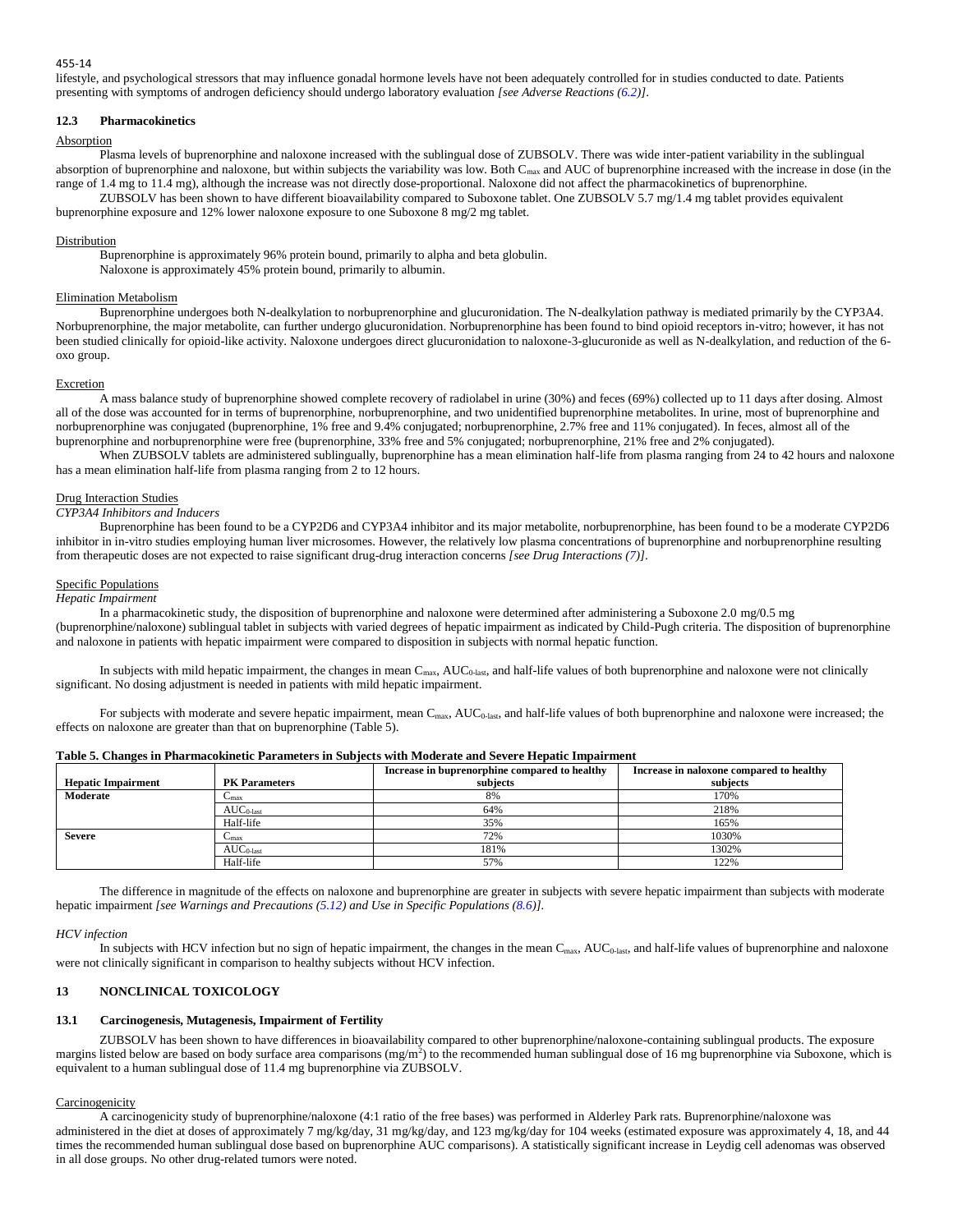lifestyle, and psychological stressors that may influence gonadal hormone levels have not been adequately controlled for in studies conducted to date. Patients presenting with symptoms of androgen deficiency should undergo laboratory evaluation *[see Adverse Reactions (6.2)]*.

### 12.3 Pharmacokinetics

Absorption

Plasma levels of buprenorphine and naloxone increased with the sublingual dose of ZUBSOLV. There was wide inter-patient variability in the sublingual absorption of buprenorphine and naloxone, but within subjects the variability was low. Both $C_{max}$ and AUC of buprenorphine increased with the increase in dose (in the range of 1.4 mg to 11.4 mg), although the increase was not directly dose-proportional. Naloxone did not affect the pharmacokinetics of buprenorphine.

ZUBSOLV has been shown to have different bioavailability compared to Suboxone tablet. One ZUBSOLV 5.7 mg/1.4 mg tablet provides equivalent buprenorphine exposure and 12% lower naloxone exposure to one Suboxone 8 mg/2 mg tablet.

Distribution

Buprenorphine is approximately 96% protein bound, primarily to alpha and beta globulin.

Naloxone is approximately 45% protein bound, primarily to albumin.

Elimination Metabolism

Buprenorphine undergoes both N-dealkylation to norbuprenorphine and glucuronidation. The N-dealkylation pathway is mediated primarily by the CYP3A4. Norbuprenorphine, the major metabolite, can further undergo glucuronidation. Norbuprenorphine has been found to bind opioid receptors in-vitro; however, it has not been studied clinically for opioid-like activity. Naloxone undergoes direct glucuronidation to naloxone-3-glucuronide as well as N-dealkylation, and reduction of the 6-oxo group.

Excretion

A mass balance study of buprenorphine showed complete recovery of radiolabel in urine (30%) and feces (69%) collected up to 11 days after dosing. Almost all of the dose was accounted for in terms of buprenorphine, norbuprenorphine, and two unidentified buprenorphine metabolites. In urine, most of buprenorphine and norbuprenorphine was conjugated (buprenorphine, 1% free and 9.4% conjugated; norbuprenorphine, 2.7% free and 11% conjugated). In feces, almost all of the buprenorphine and norbuprenorphine were free (buprenorphine, 33% free and 5% conjugated; norbuprenorphine, 21% free and 2% conjugated).

When ZUBSOLV tablets are administered sublingually, buprenorphine has a mean elimination half-life from plasma ranging from 24 to 42 hours and naloxone has a mean elimination half-life from plasma ranging from 2 to 12 hours.

Drug Interaction Studies

*CYP3A4 Inhibitors and Inducers*

Buprenorphine has been found to be a CYP2D6 and CYP3A4 inhibitor and its major metabolite, norbuprenorphine, has been found to be a moderate CYP2D6 inhibitor in in-vitro studies employing human liver microsomes. However, the relatively low plasma concentrations of buprenorphine and norbuprenorphine resulting from therapeutic doses are not expected to raise significant drug-drug interaction concerns *[see Drug Interactions (7)]*.

Specific Populations

*Hepatic Impairment*

In a pharmacokinetic study, the disposition of buprenorphine and naloxone were determined after administering a Suboxone 2.0 mg/0.5 mg (buprenorphine/naloxone) sublingual tablet in subjects with varied degrees of hepatic impairment as indicated by Child-Pugh criteria. The disposition of buprenorphine and naloxone in patients with hepatic impairment were compared to disposition in subjects with normal hepatic function.

In subjects with mild hepatic impairment, the changes in mean $C_{max}$, $AUC_{0\text{-last}}$, and half-life values of both buprenorphine and naloxone were not clinically significant. No dosing adjustment is needed in patients with mild hepatic impairment.

For subjects with moderate and severe hepatic impairment, mean $C_{max}$, $AUC_{0\text{-last}}$, and half-life values of both buprenorphine and naloxone were increased; the effects on naloxone are greater than that on buprenorphine (Table 5).

**Table 5. Changes in Pharmacokinetic Parameters in Subjects with Moderate and Severe Hepatic Impairment**

| Hepatic Impairment | PK Parameters | Increase in buprenorphine compared to healthy subjects | Increase in naloxone compared to healthy subjects |
|---|---|---|---|
| **Moderate** | $C_{max}$ | 8% | 170% |
| | $AUC_{0\text{-last}}$ | 64% | 218% |
| | Half-life | 35% | 165% |
| **Severe** | $C_{max}$ | 72% | 1030% |
| | $AUC_{0\text{-last}}$ | 181% | 1302% |
| | Half-life | 57% | 122% |

The difference in magnitude of the effects on naloxone and buprenorphine are greater in subjects with severe hepatic impairment than subjects with moderate hepatic impairment *[see Warnings and Precautions (5.12) and Use in Specific Populations (8.6)]*.

*HCV infection*

In subjects with HCV infection but no sign of hepatic impairment, the changes in the mean $C_{max}$, $AUC_{0\text{-last}}$, and half-life values of buprenorphine and naloxone were not clinically significant in comparison to healthy subjects without HCV infection.

## 13 NONCLINICAL TOXICOLOGY

### 13.1 Carcinogenesis, Mutagenesis, Impairment of Fertility

ZUBSOLV has been shown to have differences in bioavailability compared to other buprenorphine/naloxone-containing sublingual products. The exposure margins listed below are based on body surface area comparisons ($mg/m^2$) to the recommended human sublingual dose of 16 mg buprenorphine via Suboxone, which is equivalent to a human sublingual dose of 11.4 mg buprenorphine via ZUBSOLV.

Carcinogenicity

A carcinogenicity study of buprenorphine/naloxone (4:1 ratio of the free bases) was performed in Alderley Park rats. Buprenorphine/naloxone was administered in the diet at doses of approximately 7 mg/kg/day, 31 mg/kg/day, and 123 mg/kg/day for 104 weeks (estimated exposure was approximately 4, 18, and 44 times the recommended human sublingual dose based on buprenorphine AUC comparisons). A statistically significant increase in Leydig cell adenomas was observed in all dose groups. No other drug-related tumors were noted.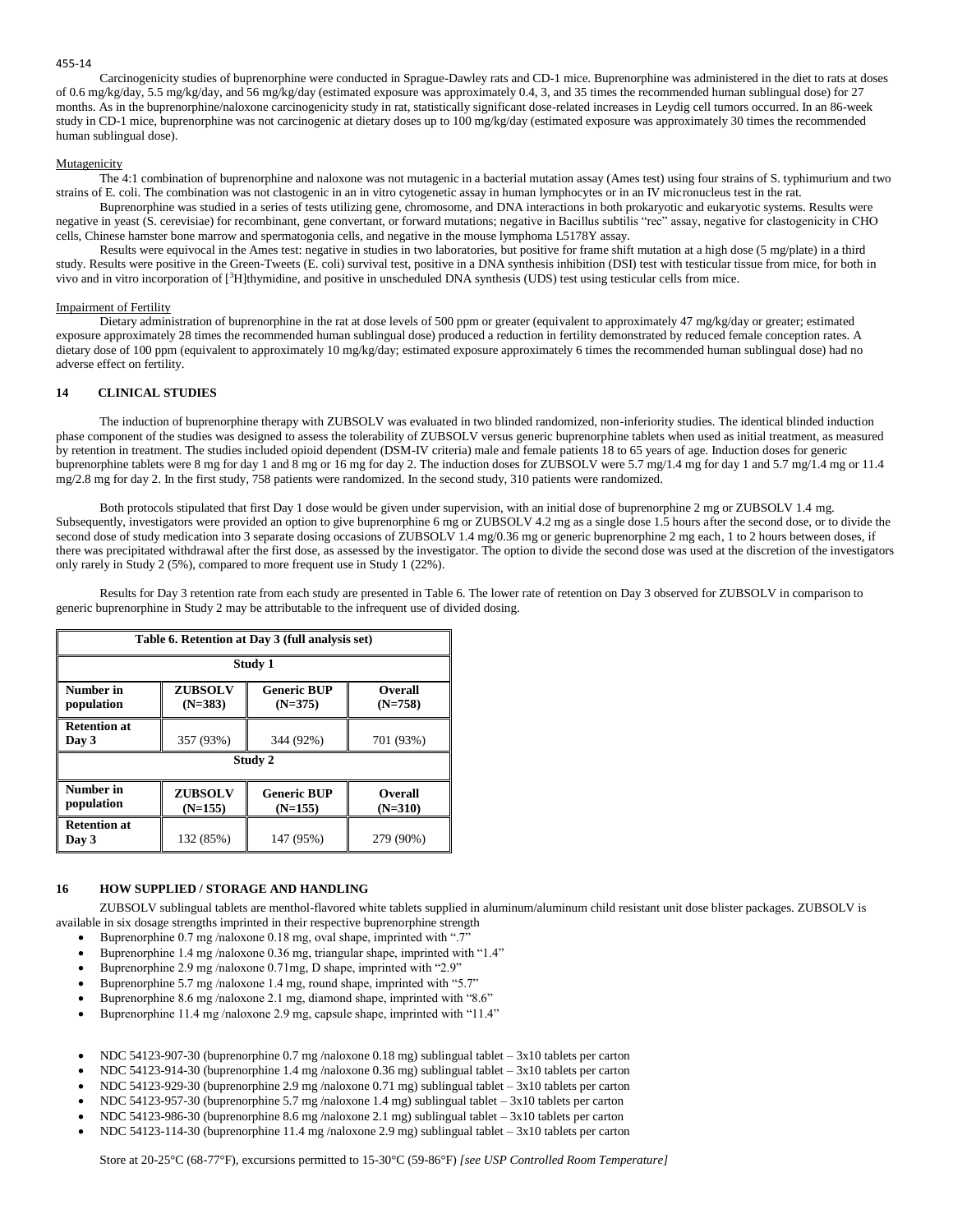Carcinogenicity studies of buprenorphine were conducted in Sprague-Dawley rats and CD-1 mice. Buprenorphine was administered in the diet to rats at doses of 0.6 mg/kg/day, 5.5 mg/kg/day, and 56 mg/kg/day (estimated exposure was approximately 0.4, 3, and 35 times the recommended human sublingual dose) for 27 months. As in the buprenorphine/naloxone carcinogenicity study in rat, statistically significant dose-related increases in Leydig cell tumors occurred. In an 86-week study in CD-1 mice, buprenorphine was not carcinogenic at dietary doses up to 100 mg/kg/day (estimated exposure was approximately 30 times the recommended human sublingual dose).

Mutagenicity

The 4:1 combination of buprenorphine and naloxone was not mutagenic in a bacterial mutation assay (Ames test) using four strains of S. typhimurium and two strains of E. coli. The combination was not clastogenic in an in vitro cytogenetic assay in human lymphocytes or in an IV micronucleus test in the rat.

Buprenorphine was studied in a series of tests utilizing gene, chromosome, and DNA interactions in both prokaryotic and eukaryotic systems. Results were negative in yeast (S. cerevisiae) for recombinant, gene convertant, or forward mutations; negative in Bacillus subtilis "rec" assay, negative for clastogenicity in CHO cells, Chinese hamster bone marrow and spermatogonia cells, and negative in the mouse lymphoma L5178Y assay.

Results were equivocal in the Ames test: negative in studies in two laboratories, but positive for frame shift mutation at a high dose (5 mg/plate) in a third study. Results were positive in the Green-Tweets (E. coli) survival test, positive in a DNA synthesis inhibition (DSI) test with testicular tissue from mice, for both in vivo and in vitro incorporation of [$^{3}$H]thymidine, and positive in unscheduled DNA synthesis (UDS) test using testicular cells from mice.

Impairment of Fertility

Dietary administration of buprenorphine in the rat at dose levels of 500 ppm or greater (equivalent to approximately 47 mg/kg/day or greater; estimated exposure approximately 28 times the recommended human sublingual dose) produced a reduction in fertility demonstrated by reduced female conception rates. A dietary dose of 100 ppm (equivalent to approximately 10 mg/kg/day; estimated exposure approximately 6 times the recommended human sublingual dose) had no adverse effect on fertility.

## 14 CLINICAL STUDIES

The induction of buprenorphine therapy with ZUBSOLV was evaluated in two blinded randomized, non-inferiority studies. The identical blinded induction phase component of the studies was designed to assess the tolerability of ZUBSOLV versus generic buprenorphine tablets when used as initial treatment, as measured by retention in treatment. The studies included opioid dependent (DSM-IV criteria) male and female patients 18 to 65 years of age. Induction doses for generic buprenorphine tablets were 8 mg for day 1 and 8 mg or 16 mg for day 2. The induction doses for ZUBSOLV were 5.7 mg/1.4 mg for day 1 and 5.7 mg/1.4 mg or 11.4 mg/2.8 mg for day 2. In the first study, 758 patients were randomized. In the second study, 310 patients were randomized.

Both protocols stipulated that first Day 1 dose would be given under supervision, with an initial dose of buprenorphine 2 mg or ZUBSOLV 1.4 mg. Subsequently, investigators were provided an option to give buprenorphine 6 mg or ZUBSOLV 4.2 mg as a single dose 1.5 hours after the second dose, or to divide the second dose of study medication into 3 separate dosing occasions of ZUBSOLV 1.4 mg/0.36 mg or generic buprenorphine 2 mg each, 1 to 2 hours between doses, if there was precipitated withdrawal after the first dose, as assessed by the investigator. The option to divide the second dose was used at the discretion of the investigators only rarely in Study 2 (5%), compared to more frequent use in Study 1 (22%).

Results for Day 3 retention rate from each study are presented in Table 6. The lower rate of retention on Day 3 observed for ZUBSOLV in comparison to generic buprenorphine in Study 2 may be attributable to the infrequent use of divided dosing.

**Table 6. Retention at Day 3 (full analysis set)**

| Study 1 | | | |
|---|---|---|---|
| **Number in population** | **ZUBSOLV (N=383)** | **Generic BUP (N=375)** | **Overall (N=758)** |
| **Retention at Day 3** | 357 (93%) | 344 (92%) | 701 (93%) |
| **Study 2** | | | |
| **Number in population** | **ZUBSOLV (N=155)** | **Generic BUP (N=155)** | **Overall (N=310)** |
| **Retention at Day 3** | 132 (85%) | 147 (95%) | 279 (90%) |

## 16 HOW SUPPLIED / STORAGE AND HANDLING

ZUBSOLV sublingual tablets are menthol-flavored white tablets supplied in aluminum/aluminum child resistant unit dose blister packages. ZUBSOLV is available in six dosage strengths imprinted in their respective buprenorphine strength

- Buprenorphine 0.7 mg /naloxone 0.18 mg, oval shape, imprinted with ".7"
- Buprenorphine 1.4 mg /naloxone 0.36 mg, triangular shape, imprinted with "1.4"
- Buprenorphine 2.9 mg /naloxone 0.71mg, D shape, imprinted with "2.9"
- Buprenorphine 5.7 mg /naloxone 1.4 mg, round shape, imprinted with "5.7"
- Buprenorphine 8.6 mg /naloxone 2.1 mg, diamond shape, imprinted with "8.6"
- Buprenorphine 11.4 mg /naloxone 2.9 mg, capsule shape, imprinted with "11.4"

- NDC 54123-907-30 (buprenorphine 0.7 mg /naloxone 0.18 mg) sublingual tablet – 3x10 tablets per carton
- NDC 54123-914-30 (buprenorphine 1.4 mg /naloxone 0.36 mg) sublingual tablet – 3x10 tablets per carton
- NDC 54123-929-30 (buprenorphine 2.9 mg /naloxone 0.71 mg) sublingual tablet – 3x10 tablets per carton
- NDC 54123-957-30 (buprenorphine 5.7 mg /naloxone 1.4 mg) sublingual tablet – 3x10 tablets per carton
- NDC 54123-986-30 (buprenorphine 8.6 mg /naloxone 2.1 mg) sublingual tablet – 3x10 tablets per carton
- NDC 54123-114-30 (buprenorphine 11.4 mg /naloxone 2.9 mg) sublingual tablet – 3x10 tablets per carton

Store at 20-25°C (68-77°F), excursions permitted to 15-30°C (59-86°F) *[see USP Controlled Room Temperature]*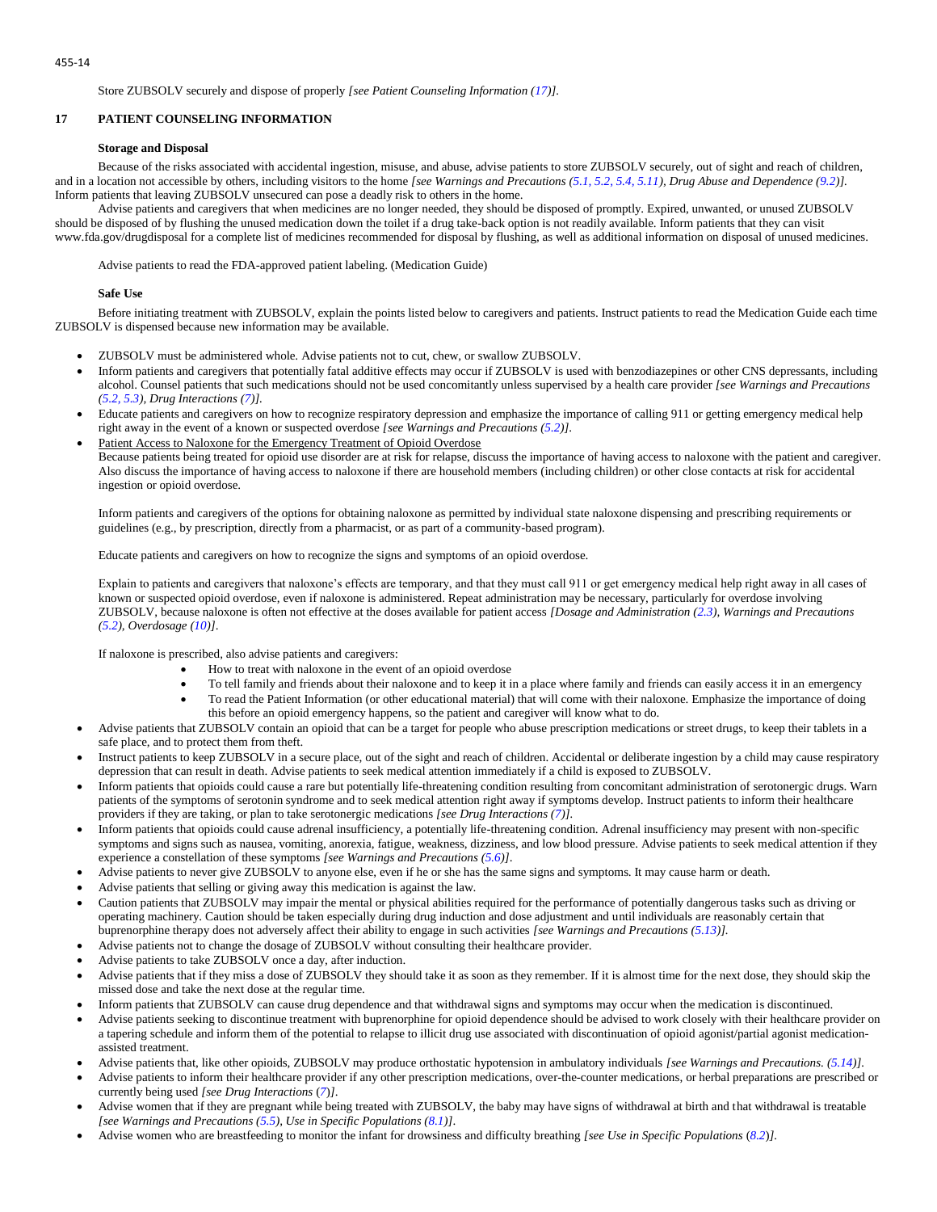Store ZUBSOLV securely and dispose of properly *[see Patient Counseling Information (17)]*.

## 17 PATIENT COUNSELING INFORMATION

**Storage and Disposal**

Because of the risks associated with accidental ingestion, misuse, and abuse, advise patients to store ZUBSOLV securely, out of sight and reach of children, and in a location not accessible by others, including visitors to the home *[see Warnings and Precautions (5.1, 5.2, 5.4, 5.11), Drug Abuse and Dependence (9.2)]*. Inform patients that leaving ZUBSOLV unsecured can pose a deadly risk to others in the home.

Advise patients and caregivers that when medicines are no longer needed, they should be disposed of promptly. Expired, unwanted, or unused ZUBSOLV should be disposed of by flushing the unused medication down the toilet if a drug take-back option is not readily available. Inform patients that they can visit www.fda.gov/drugdisposal for a complete list of medicines recommended for disposal by flushing, as well as additional information on disposal of unused medicines.

Advise patients to read the FDA-approved patient labeling. (Medication Guide)

**Safe Use**

Before initiating treatment with ZUBSOLV, explain the points listed below to caregivers and patients. Instruct patients to read the Medication Guide each time ZUBSOLV is dispensed because new information may be available.

- ZUBSOLV must be administered whole. Advise patients not to cut, chew, or swallow ZUBSOLV.
- Inform patients and caregivers that potentially fatal additive effects may occur if ZUBSOLV is used with benzodiazepines or other CNS depressants, including alcohol. Counsel patients that such medications should not be used concomitantly unless supervised by a health care provider *[see Warnings and Precautions (5.2, 5.3), Drug Interactions (7)]*.
- Educate patients and caregivers on how to recognize respiratory depression and emphasize the importance of calling 911 or getting emergency medical help right away in the event of a known or suspected overdose *[see Warnings and Precautions (5.2)]*.
- Patient Access to Naloxone for the Emergency Treatment of Opioid Overdose

  Because patients being treated for opioid use disorder are at risk for relapse, discuss the importance of having access to naloxone with the patient and caregiver. Also discuss the importance of having access to naloxone if there are household members (including children) or other close contacts at risk for accidental ingestion or opioid overdose.

  Inform patients and caregivers of the options for obtaining naloxone as permitted by individual state naloxone dispensing and prescribing requirements or guidelines (e.g., by prescription, directly from a pharmacist, or as part of a community-based program).

  Educate patients and caregivers on how to recognize the signs and symptoms of an opioid overdose.

  Explain to patients and caregivers that naloxone's effects are temporary, and that they must call 911 or get emergency medical help right away in all cases of known or suspected opioid overdose, even if naloxone is administered. Repeat administration may be necessary, particularly for overdose involving ZUBSOLV, because naloxone is often not effective at the doses available for patient access *[Dosage and Administration (2.3), Warnings and Precautions (5.2), Overdosage (10)]*.

  If naloxone is prescribed, also advise patients and caregivers:
  - How to treat with naloxone in the event of an opioid overdose
  - To tell family and friends about their naloxone and to keep it in a place where family and friends can easily access it in an emergency
  - To read the Patient Information (or other educational material) that will come with their naloxone. Emphasize the importance of doing this before an opioid emergency happens, so the patient and caregiver will know what to do.
- Advise patients that ZUBSOLV contain an opioid that can be a target for people who abuse prescription medications or street drugs, to keep their tablets in a safe place, and to protect them from theft.
- Instruct patients to keep ZUBSOLV in a secure place, out of the sight and reach of children. Accidental or deliberate ingestion by a child may cause respiratory depression that can result in death. Advise patients to seek medical attention immediately if a child is exposed to ZUBSOLV.
- Inform patients that opioids could cause a rare but potentially life-threatening condition resulting from concomitant administration of serotonergic drugs. Warn patients of the symptoms of serotonin syndrome and to seek medical attention right away if symptoms develop. Instruct patients to inform their healthcare providers if they are taking, or plan to take serotonergic medications *[see Drug Interactions (7)]*.
- Inform patients that opioids could cause adrenal insufficiency, a potentially life-threatening condition. Adrenal insufficiency may present with non-specific symptoms and signs such as nausea, vomiting, anorexia, fatigue, weakness, dizziness, and low blood pressure. Advise patients to seek medical attention if they experience a constellation of these symptoms *[see Warnings and Precautions (5.6)]*.
- Advise patients to never give ZUBSOLV to anyone else, even if he or she has the same signs and symptoms. It may cause harm or death.
- Advise patients that selling or giving away this medication is against the law.
- Caution patients that ZUBSOLV may impair the mental or physical abilities required for the performance of potentially dangerous tasks such as driving or operating machinery. Caution should be taken especially during drug induction and dose adjustment and until individuals are reasonably certain that buprenorphine therapy does not adversely affect their ability to engage in such activities *[see Warnings and Precautions (5.13)]*.
- Advise patients not to change the dosage of ZUBSOLV without consulting their healthcare provider.
- Advise patients to take ZUBSOLV once a day, after induction.
- Advise patients that if they miss a dose of ZUBSOLV they should take it as soon as they remember. If it is almost time for the next dose, they should skip the missed dose and take the next dose at the regular time.
- Inform patients that ZUBSOLV can cause drug dependence and that withdrawal signs and symptoms may occur when the medication is discontinued.
- Advise patients seeking to discontinue treatment with buprenorphine for opioid dependence should be advised to work closely with their healthcare provider on a tapering schedule and inform them of the potential to relapse to illicit drug use associated with discontinuation of opioid agonist/partial agonist medication-assisted treatment.
- Advise patients that, like other opioids, ZUBSOLV may produce orthostatic hypotension in ambulatory individuals *[see Warnings and Precautions. (5.14)]*.
- Advise patients to inform their healthcare provider if any other prescription medications, over-the-counter medications, or herbal preparations are prescribed or currently being used *[see Drug Interactions (7)]*.
- Advise women that if they are pregnant while being treated with ZUBSOLV, the baby may have signs of withdrawal at birth and that withdrawal is treatable *[see Warnings and Precautions (5.5), Use in Specific Populations (8.1)]*.
- Advise women who are breastfeeding to monitor the infant for drowsiness and difficulty breathing *[see Use in Specific Populations (8.2)]*.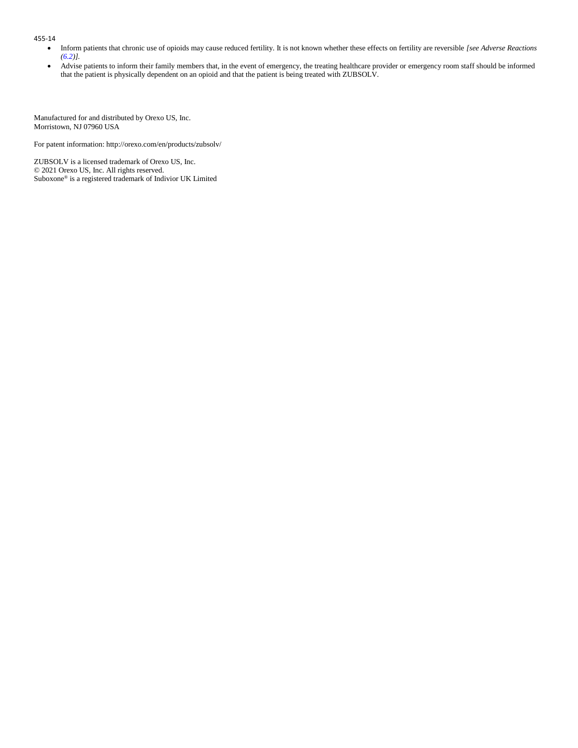- Inform patients that chronic use of opioids may cause reduced fertility. It is not known whether these effects on fertility are reversible *[see Adverse Reactions (6.2)]*.
- Advise patients to inform their family members that, in the event of emergency, the treating healthcare provider or emergency room staff should be informed that the patient is physically dependent on an opioid and that the patient is being treated with ZUBSOLV.

Manufactured for and distributed by Orexo US, Inc.
Morristown, NJ 07960 USA

For patent information: http://orexo.com/en/products/zubsolv/

ZUBSOLV is a licensed trademark of Orexo US, Inc.
© 2021 Orexo US, Inc. All rights reserved.
Suboxone® is a registered trademark of Indivior UK Limited